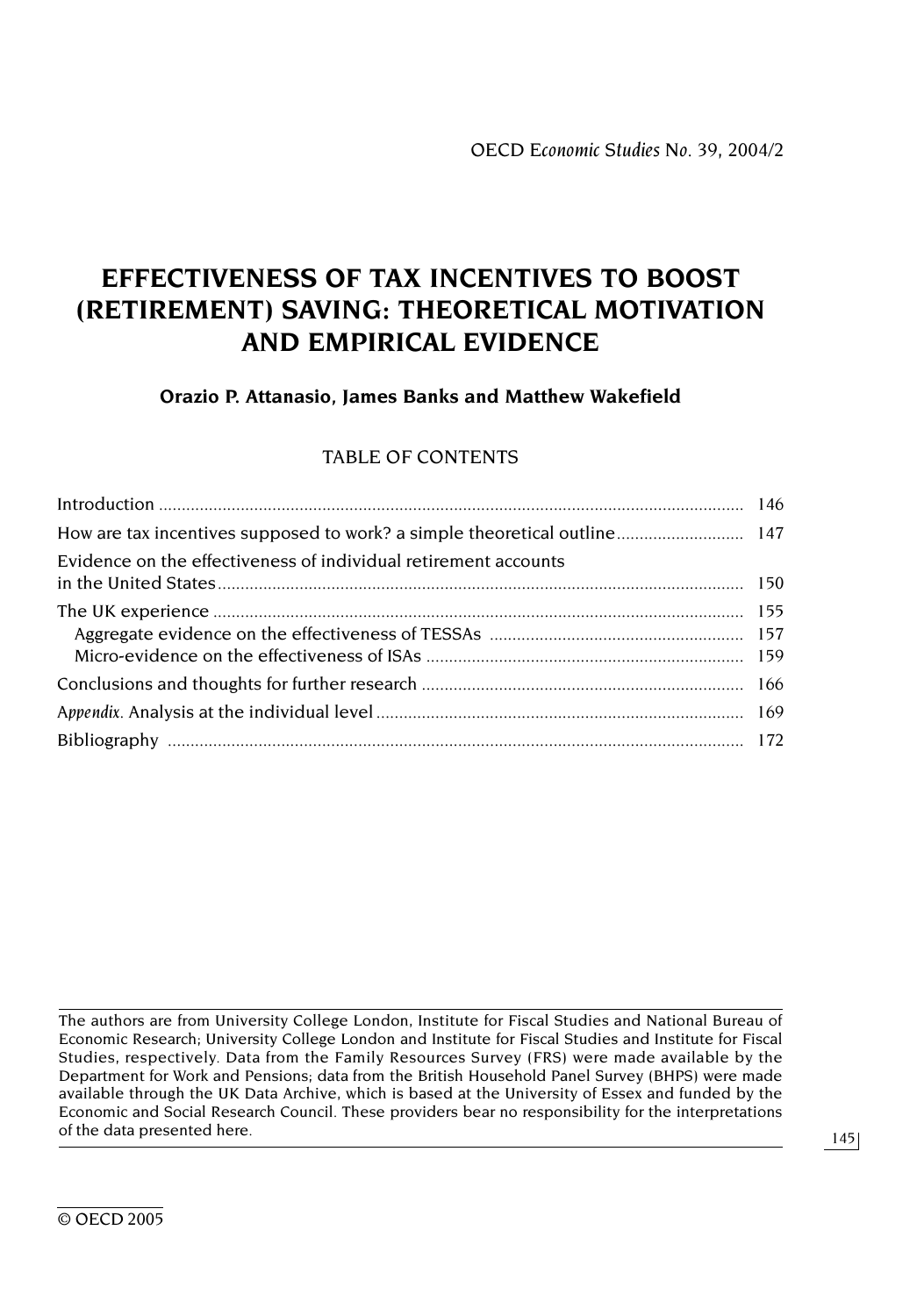OECD *Economic Studies* No. 39, 2004/2

# EFFECTIVENESS OF TAX INCENTIVES TO BOOST (RETIREMENT) SAVING: THEORETICAL MOTIVATION AND EMPIRICAL EVIDENCE

**Orazio P. Attanasio, James Banks and Matthew Wakefield**

## TABLE OF CONTENTS

| | |
|---|---|
| Introduction | 146 |
| How are tax incentives supposed to work? a simple theoretical outline | 147 |
| Evidence on the effectiveness of individual retirement accounts in the United States | 150 |
| The UK experience | 155 |
| Aggregate evidence on the effectiveness of TESSAs | 157 |
| Micro-evidence on the effectiveness of ISAs | 159 |
| Conclusions and thoughts for further research | 166 |
| *Appendix.* Analysis at the individual level | 169 |
| Bibliography | 172 |

The authors are from University College London, Institute for Fiscal Studies and National Bureau of Economic Research; University College London and Institute for Fiscal Studies and Institute for Fiscal Studies, respectively. Data from the Family Resources Survey (FRS) were made available by the Department for Work and Pensions; data from the British Household Panel Survey (BHPS) were made available through the UK Data Archive, which is based at the University of Essex and funded by the Economic and Social Research Council. These providers bear no responsibility for the interpretations of the data presented here.

© OECD 2005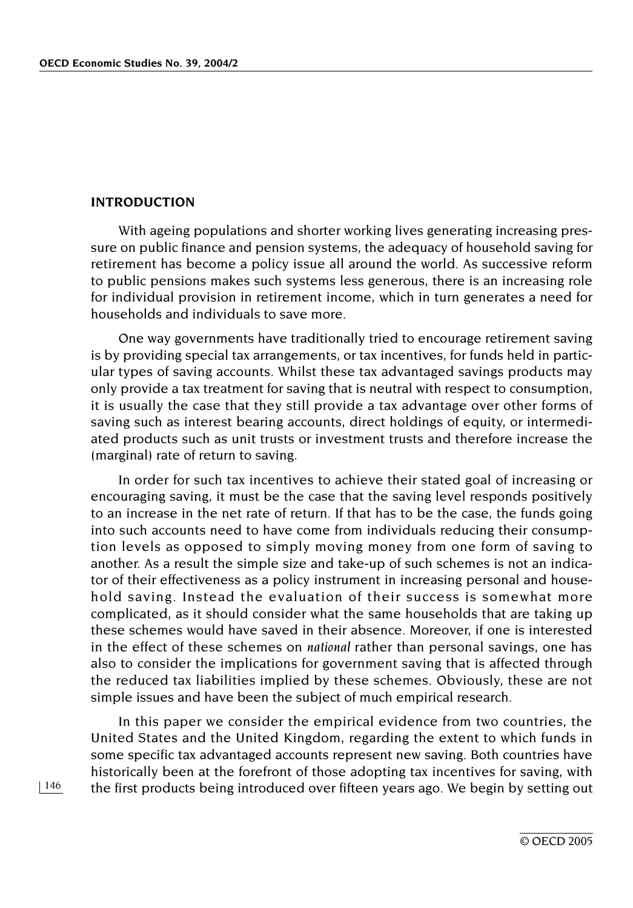## INTRODUCTION

With ageing populations and shorter working lives generating increasing pressure on public finance and pension systems, the adequacy of household saving for retirement has become a policy issue all around the world. As successive reform to public pensions makes such systems less generous, there is an increasing role for individual provision in retirement income, which in turn generates a need for households and individuals to save more.

One way governments have traditionally tried to encourage retirement saving is by providing special tax arrangements, or tax incentives, for funds held in particular types of saving accounts. Whilst these tax advantaged savings products may only provide a tax treatment for saving that is neutral with respect to consumption, it is usually the case that they still provide a tax advantage over other forms of saving such as interest bearing accounts, direct holdings of equity, or intermediated products such as unit trusts or investment trusts and therefore increase the (marginal) rate of return to saving.

In order for such tax incentives to achieve their stated goal of increasing or encouraging saving, it must be the case that the saving level responds positively to an increase in the net rate of return. If that has to be the case, the funds going into such accounts need to have come from individuals reducing their consumption levels as opposed to simply moving money from one form of saving to another. As a result the simple size and take-up of such schemes is not an indicator of their effectiveness as a policy instrument in increasing personal and household saving. Instead the evaluation of their success is somewhat more complicated, as it should consider what the same households that are taking up these schemes would have saved in their absence. Moreover, if one is interested in the effect of these schemes on *national* rather than personal savings, one has also to consider the implications for government saving that is affected through the reduced tax liabilities implied by these schemes. Obviously, these are not simple issues and have been the subject of much empirical research.

In this paper we consider the empirical evidence from two countries, the United States and the United Kingdom, regarding the extent to which funds in some specific tax advantaged accounts represent new saving. Both countries have historically been at the forefront of those adopting tax incentives for saving, with the first products being introduced over fifteen years ago. We begin by setting out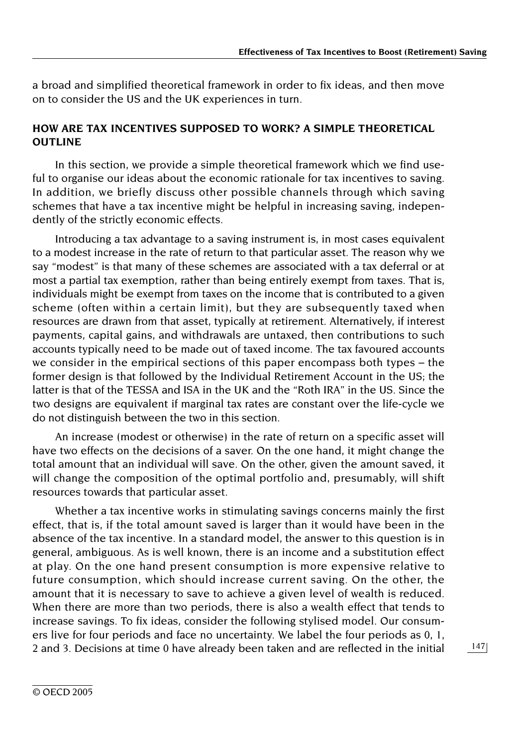a broad and simplified theoretical framework in order to fix ideas, and then move on to consider the US and the UK experiences in turn.

## HOW ARE TAX INCENTIVES SUPPOSED TO WORK? A SIMPLE THEORETICAL OUTLINE

In this section, we provide a simple theoretical framework which we find useful to organise our ideas about the economic rationale for tax incentives to saving. In addition, we briefly discuss other possible channels through which saving schemes that have a tax incentive might be helpful in increasing saving, independently of the strictly economic effects.

Introducing a tax advantage to a saving instrument is, in most cases equivalent to a modest increase in the rate of return to that particular asset. The reason why we say "modest" is that many of these schemes are associated with a tax deferral or at most a partial tax exemption, rather than being entirely exempt from taxes. That is, individuals might be exempt from taxes on the income that is contributed to a given scheme (often within a certain limit), but they are subsequently taxed when resources are drawn from that asset, typically at retirement. Alternatively, if interest payments, capital gains, and withdrawals are untaxed, then contributions to such accounts typically need to be made out of taxed income. The tax favoured accounts we consider in the empirical sections of this paper encompass both types – the former design is that followed by the Individual Retirement Account in the US; the latter is that of the TESSA and ISA in the UK and the "Roth IRA" in the US. Since the two designs are equivalent if marginal tax rates are constant over the life-cycle we do not distinguish between the two in this section.

An increase (modest or otherwise) in the rate of return on a specific asset will have two effects on the decisions of a saver. On the one hand, it might change the total amount that an individual will save. On the other, given the amount saved, it will change the composition of the optimal portfolio and, presumably, will shift resources towards that particular asset.

Whether a tax incentive works in stimulating savings concerns mainly the first effect, that is, if the total amount saved is larger than it would have been in the absence of the tax incentive. In a standard model, the answer to this question is in general, ambiguous. As is well known, there is an income and a substitution effect at play. On the one hand present consumption is more expensive relative to future consumption, which should increase current saving. On the other, the amount that it is necessary to save to achieve a given level of wealth is reduced. When there are more than two periods, there is also a wealth effect that tends to increase savings. To fix ideas, consider the following stylised model. Our consumers live for four periods and face no uncertainty. We label the four periods as 0, 1, 2 and 3. Decisions at time 0 have already been taken and are reflected in the initial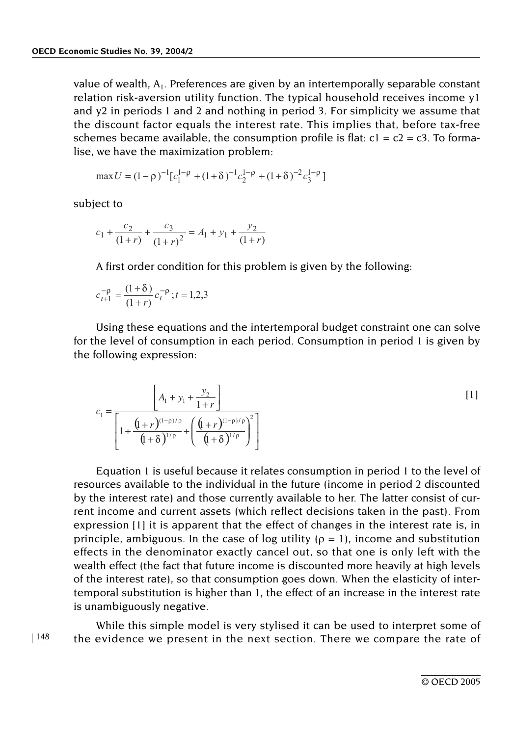value of wealth, $A_1$. Preferences are given by an intertemporally separable constant relation risk-aversion utility function. The typical household receives income y1 and y2 in periods 1 and 2 and nothing in period 3. For simplicity we assume that the discount factor equals the interest rate. This implies that, before tax-free schemes became available, the consumption profile is flat: c1 = c2 = c3. To formalise, we have the maximization problem:

$$\max U = (1-\rho)^{-1}[c_1^{1-\rho} + (1+\delta)^{-1}c_2^{1-\rho} + (1+\delta)^{-2}c_3^{1-\rho}]$$

subject to

$$c_1 + \frac{c_2}{(1+r)} + \frac{c_3}{(1+r)^2} = A_1 + y_1 + \frac{y_2}{(1+r)}$$

A first order condition for this problem is given by the following:

$$c_{t+1}^{-\rho} = \frac{(1+\delta)}{(1+r)} c_t^{-\rho} ; t = 1,2,3$$

Using these equations and the intertemporal budget constraint one can solve for the level of consumption in each period. Consumption in period 1 is given by the following expression:

$$c_1 = \frac{\left[A_1 + y_1 + \dfrac{y_2}{1+r}\right]}{\left[1 + \dfrac{(1+r)^{(1-\rho)/\rho}}{(1+\delta)^{1/\rho}} + \left(\dfrac{(1+r)^{(1-\rho)/\rho}}{(1+\delta)^{1/\rho}}\right)^2\right]} \qquad [1]$$

Equation 1 is useful because it relates consumption in period 1 to the level of resources available to the individual in the future (income in period 2 discounted by the interest rate) and those currently available to her. The latter consist of current income and current assets (which reflect decisions taken in the past). From expression [1] it is apparent that the effect of changes in the interest rate is, in principle, ambiguous. In the case of log utility ($\rho = 1$), income and substitution effects in the denominator exactly cancel out, so that one is only left with the wealth effect (the fact that future income is discounted more heavily at high levels of the interest rate), so that consumption goes down. When the elasticity of intertemporal substitution is higher than 1, the effect of an increase in the interest rate is unambiguously negative.

While this simple model is very stylised it can be used to interpret some of the evidence we present in the next section. There we compare the rate of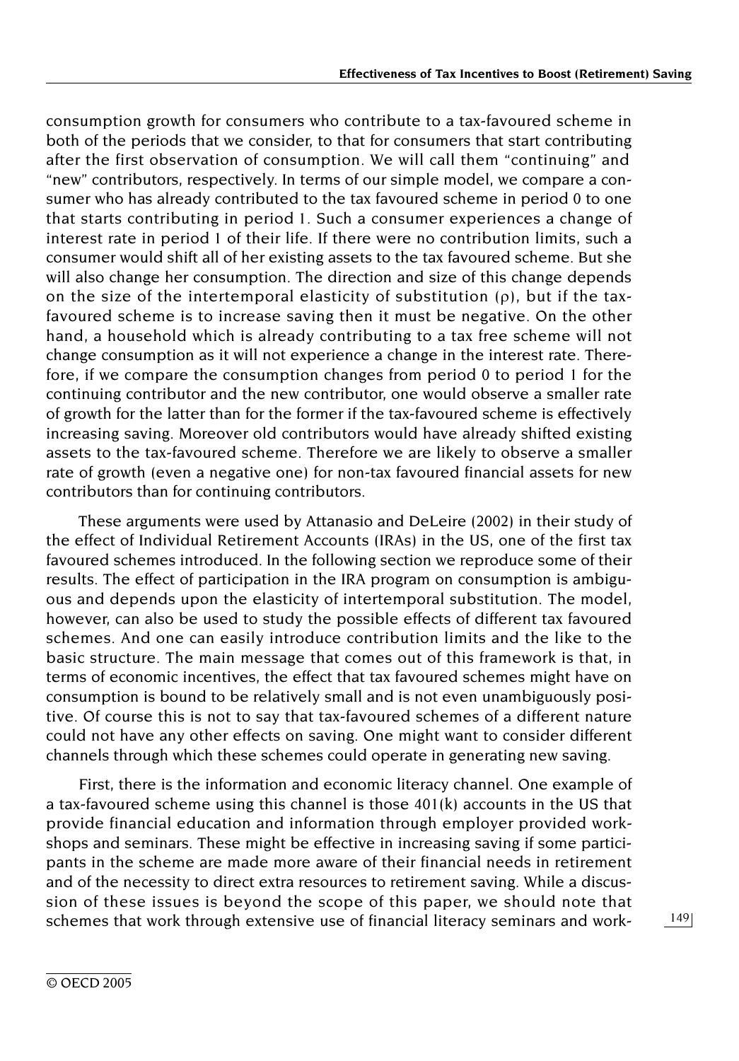consumption growth for consumers who contribute to a tax-favoured scheme in both of the periods that we consider, to that for consumers that start contributing after the first observation of consumption. We will call them "continuing" and "new" contributors, respectively. In terms of our simple model, we compare a consumer who has already contributed to the tax favoured scheme in period 0 to one that starts contributing in period 1. Such a consumer experiences a change of interest rate in period 1 of their life. If there were no contribution limits, such a consumer would shift all of her existing assets to the tax favoured scheme. But she will also change her consumption. The direction and size of this change depends on the size of the intertemporal elasticity of substitution ($\rho$), but if the tax-favoured scheme is to increase saving then it must be negative. On the other hand, a household which is already contributing to a tax free scheme will not change consumption as it will not experience a change in the interest rate. Therefore, if we compare the consumption changes from period 0 to period 1 for the continuing contributor and the new contributor, one would observe a smaller rate of growth for the latter than for the former if the tax-favoured scheme is effectively increasing saving. Moreover old contributors would have already shifted existing assets to the tax-favoured scheme. Therefore we are likely to observe a smaller rate of growth (even a negative one) for non-tax favoured financial assets for new contributors than for continuing contributors.

These arguments were used by Attanasio and DeLeire (2002) in their study of the effect of Individual Retirement Accounts (IRAs) in the US, one of the first tax favoured schemes introduced. In the following section we reproduce some of their results. The effect of participation in the IRA program on consumption is ambiguous and depends upon the elasticity of intertemporal substitution. The model, however, can also be used to study the possible effects of different tax favoured schemes. And one can easily introduce contribution limits and the like to the basic structure. The main message that comes out of this framework is that, in terms of economic incentives, the effect that tax favoured schemes might have on consumption is bound to be relatively small and is not even unambiguously positive. Of course this is not to say that tax-favoured schemes of a different nature could not have any other effects on saving. One might want to consider different channels through which these schemes could operate in generating new saving.

First, there is the information and economic literacy channel. One example of a tax-favoured scheme using this channel is those 401(k) accounts in the US that provide financial education and information through employer provided workshops and seminars. These might be effective in increasing saving if some participants in the scheme are made more aware of their financial needs in retirement and of the necessity to direct extra resources to retirement saving. While a discussion of these issues is beyond the scope of this paper, we should note that schemes that work through extensive use of financial literacy seminars and work-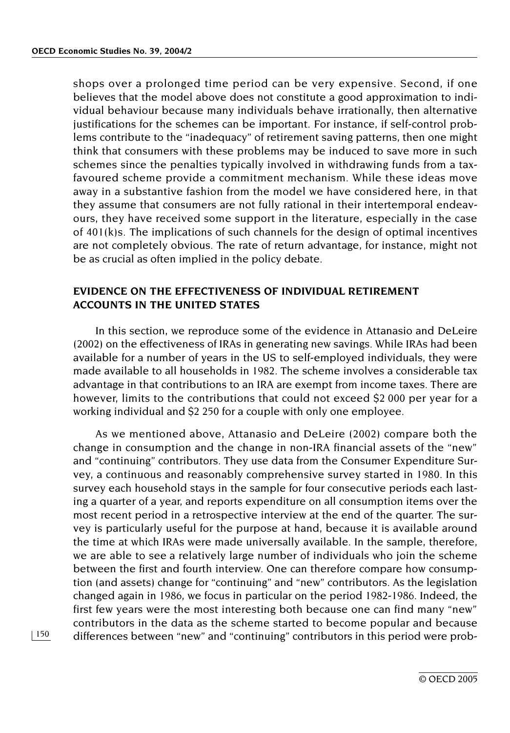shops over a prolonged time period can be very expensive. Second, if one believes that the model above does not constitute a good approximation to individual behaviour because many individuals behave irrationally, then alternative justifications for the schemes can be important. For instance, if self-control problems contribute to the "inadequacy" of retirement saving patterns, then one might think that consumers with these problems may be induced to save more in such schemes since the penalties typically involved in withdrawing funds from a tax-favoured scheme provide a commitment mechanism. While these ideas move away in a substantive fashion from the model we have considered here, in that they assume that consumers are not fully rational in their intertemporal endeavours, they have received some support in the literature, especially in the case of 401(k)s. The implications of such channels for the design of optimal incentives are not completely obvious. The rate of return advantage, for instance, might not be as crucial as often implied in the policy debate.

## EVIDENCE ON THE EFFECTIVENESS OF INDIVIDUAL RETIREMENT ACCOUNTS IN THE UNITED STATES

In this section, we reproduce some of the evidence in Attanasio and DeLeire (2002) on the effectiveness of IRAs in generating new savings. While IRAs had been available for a number of years in the US to self-employed individuals, they were made available to all households in 1982. The scheme involves a considerable tax advantage in that contributions to an IRA are exempt from income taxes. There are however, limits to the contributions that could not exceed $2 000 per year for a working individual and $2 250 for a couple with only one employee.

As we mentioned above, Attanasio and DeLeire (2002) compare both the change in consumption and the change in non-IRA financial assets of the "new" and "continuing" contributors. They use data from the Consumer Expenditure Survey, a continuous and reasonably comprehensive survey started in 1980. In this survey each household stays in the sample for four consecutive periods each lasting a quarter of a year, and reports expenditure on all consumption items over the most recent period in a retrospective interview at the end of the quarter. The survey is particularly useful for the purpose at hand, because it is available around the time at which IRAs were made universally available. In the sample, therefore, we are able to see a relatively large number of individuals who join the scheme between the first and fourth interview. One can therefore compare how consumption (and assets) change for "continuing" and "new" contributors. As the legislation changed again in 1986, we focus in particular on the period 1982-1986. Indeed, the first few years were the most interesting both because one can find many "new" contributors in the data as the scheme started to become popular and because differences between "new" and "continuing" contributors in this period were prob-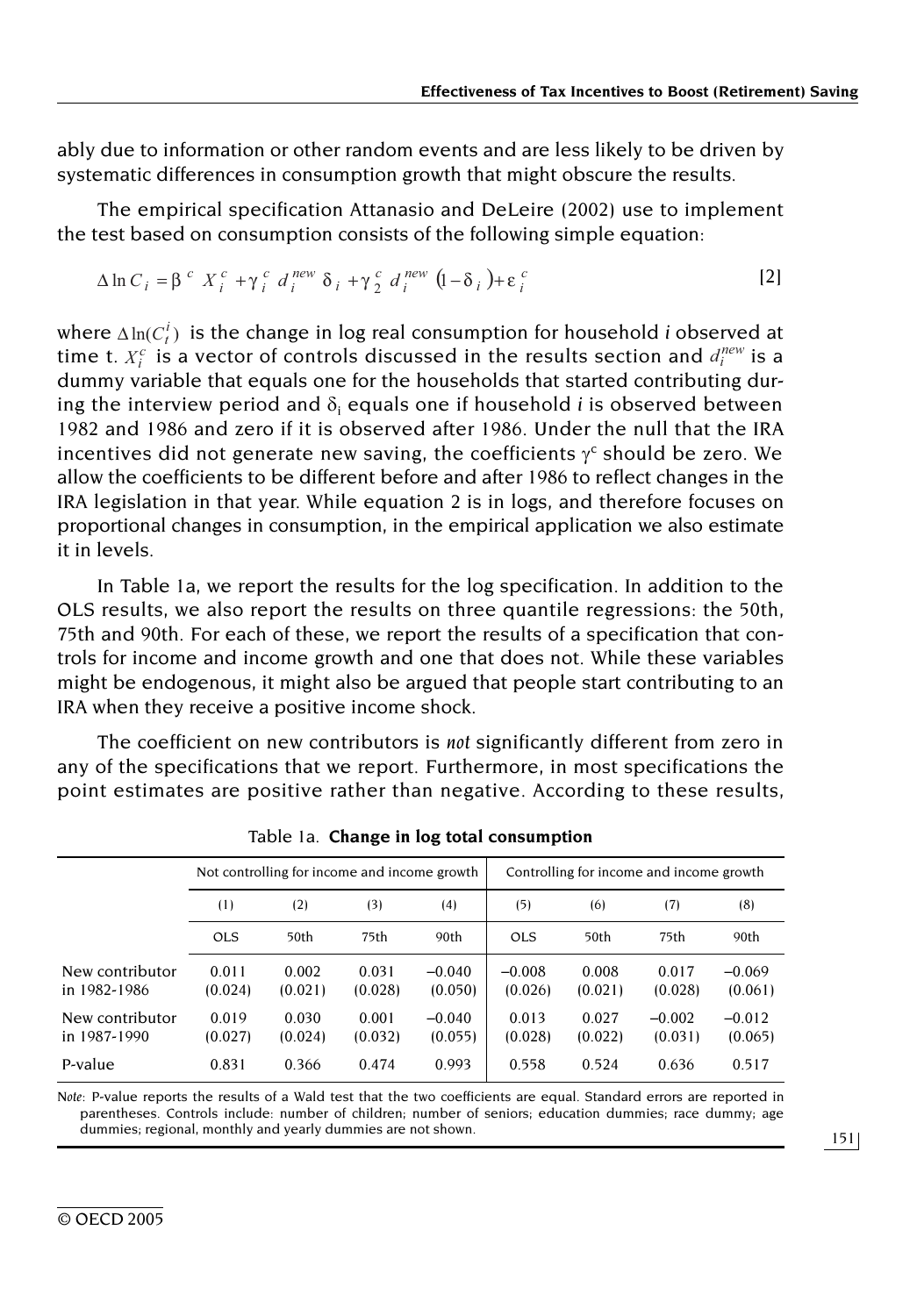ably due to information or other random events and are less likely to be driven by systematic differences in consumption growth that might obscure the results.

The empirical specification Attanasio and DeLeire (2002) use to implement the test based on consumption consists of the following simple equation:

$$\Delta \ln C_i = \beta^c X_i^c + \gamma_i^c d_i^{new} \delta_i + \gamma_2^c d_i^{new} (1 - \delta_i) + \varepsilon_i^c \qquad [2]$$

where $\Delta \ln(C_t^i)$ is the change in log real consumption for household *i* observed at time t. $X_i^c$ is a vector of controls discussed in the results section and $d_i^{new}$ is a dummy variable that equals one for the households that started contributing during the interview period and $\delta_i$ equals one if household *i* is observed between 1982 and 1986 and zero if it is observed after 1986. Under the null that the IRA incentives did not generate new saving, the coefficients $\gamma^c$ should be zero. We allow the coefficients to be different before and after 1986 to reflect changes in the IRA legislation in that year. While equation 2 is in logs, and therefore focuses on proportional changes in consumption, in the empirical application we also estimate it in levels.

In Table 1a, we report the results for the log specification. In addition to the OLS results, we also report the results on three quantile regressions: the 50th, 75th and 90th. For each of these, we report the results of a specification that controls for income and income growth and one that does not. While these variables might be endogenous, it might also be argued that people start contributing to an IRA when they receive a positive income shock.

The coefficient on new contributors is *not* significantly different from zero in any of the specifications that we report. Furthermore, in most specifications the point estimates are positive rather than negative. According to these results,

Table 1a. **Change in log total consumption**

| | Not controlling for income and income growth | | | | Controlling for income and income growth | | | |
|---|---|---|---|---|---|---|---|---|
| | (1) | (2) | (3) | (4) | (5) | (6) | (7) | (8) |
| | OLS | 50th | 75th | 90th | OLS | 50th | 75th | 90th |
| New contributor in 1982-1986 | 0.011 (0.024) | 0.002 (0.021) | 0.031 (0.028) | −0.040 (0.050) | −0.008 (0.026) | 0.008 (0.021) | 0.017 (0.028) | −0.069 (0.061) |
| New contributor in 1987-1990 | 0.019 (0.027) | 0.030 (0.024) | 0.001 (0.032) | −0.040 (0.055) | 0.013 (0.028) | 0.027 (0.022) | −0.002 (0.031) | −0.012 (0.065) |
| P-value | 0.831 | 0.366 | 0.474 | 0.993 | 0.558 | 0.524 | 0.636 | 0.517 |

*Note*: P-value reports the results of a Wald test that the two coefficients are equal. Standard errors are reported in parentheses. Controls include: number of children; number of seniors; education dummies; race dummy; age dummies; regional, monthly and yearly dummies are not shown.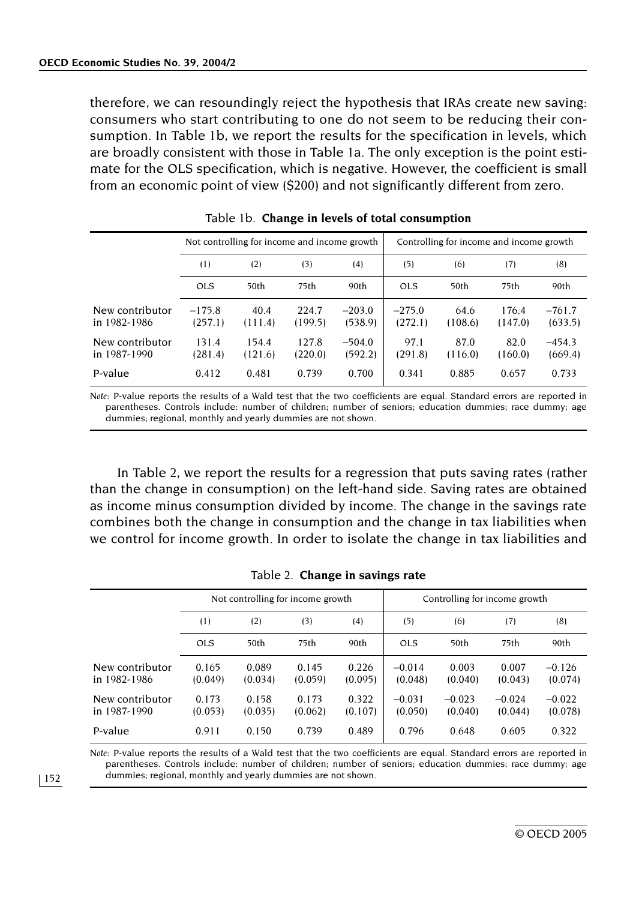therefore, we can resoundingly reject the hypothesis that IRAs create new saving: consumers who start contributing to one do not seem to be reducing their consumption. In Table 1b, we report the results for the specification in levels, which are broadly consistent with those in Table 1a. The only exception is the point estimate for the OLS specification, which is negative. However, the coefficient is small from an economic point of view ($200) and not significantly different from zero.

Table 1b. **Change in levels of total consumption**

| | Not controlling for income and income growth | | | | Controlling for income and income growth | | | |
|---|---|---|---|---|---|---|---|---|
| | (1) | (2) | (3) | (4) | (5) | (6) | (7) | (8) |
| | OLS | 50th | 75th | 90th | OLS | 50th | 75th | 90th |
| New contributor in 1982-1986 | −175.8 (257.1) | 40.4 (111.4) | 224.7 (199.5) | −203.0 (538.9) | −275.0 (272.1) | 64.6 (108.6) | 176.4 (147.0) | −761.7 (633.5) |
| New contributor in 1987-1990 | 131.4 (281.4) | 154.4 (121.6) | 127.8 (220.0) | −504.0 (592.2) | 97.1 (291.8) | 87.0 (116.0) | 82.0 (160.0) | −454.3 (669.4) |
| P-value | 0.412 | 0.481 | 0.739 | 0.700 | 0.341 | 0.885 | 0.657 | 0.733 |

*Note*: P-value reports the results of a Wald test that the two coefficients are equal. Standard errors are reported in parentheses. Controls include: number of children; number of seniors; education dummies; race dummy; age dummies; regional, monthly and yearly dummies are not shown.

In Table 2, we report the results for a regression that puts saving rates (rather than the change in consumption) on the left-hand side. Saving rates are obtained as income minus consumption divided by income. The change in the savings rate combines both the change in consumption and the change in tax liabilities when we control for income growth. In order to isolate the change in tax liabilities and

Table 2. **Change in savings rate**

| | Not controlling for income growth | | | | Controlling for income growth | | | |
|---|---|---|---|---|---|---|---|---|
| | (1) | (2) | (3) | (4) | (5) | (6) | (7) | (8) |
| | OLS | 50th | 75th | 90th | OLS | 50th | 75th | 90th |
| New contributor in 1982-1986 | 0.165 (0.049) | 0.089 (0.034) | 0.145 (0.059) | 0.226 (0.095) | −0.014 (0.048) | 0.003 (0.040) | 0.007 (0.043) | −0.126 (0.074) |
| New contributor in 1987-1990 | 0.173 (0.053) | 0.158 (0.035) | 0.173 (0.062) | 0.322 (0.107) | −0.031 (0.050) | −0.023 (0.040) | −0.024 (0.044) | −0.022 (0.078) |
| P-value | 0.911 | 0.150 | 0.739 | 0.489 | 0.796 | 0.648 | 0.605 | 0.322 |

*Note*: P-value reports the results of a Wald test that the two coefficients are equal. Standard errors are reported in parentheses. Controls include: number of children; number of seniors; education dummies; race dummy; age dummies; regional, monthly and yearly dummies are not shown.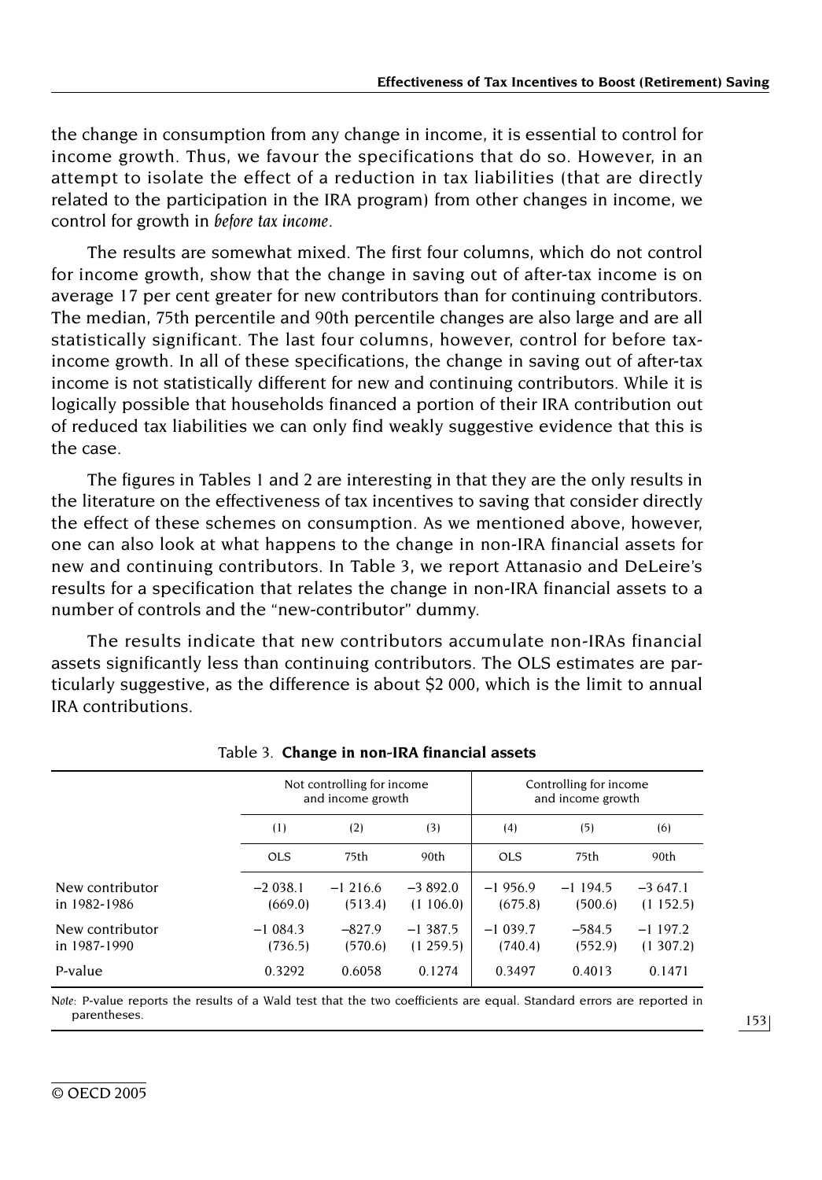the change in consumption from any change in income, it is essential to control for income growth. Thus, we favour the specifications that do so. However, in an attempt to isolate the effect of a reduction in tax liabilities (that are directly related to the participation in the IRA program) from other changes in income, we control for growth in *before tax income*.

The results are somewhat mixed. The first four columns, which do not control for income growth, show that the change in saving out of after-tax income is on average 17 per cent greater for new contributors than for continuing contributors. The median, 75th percentile and 90th percentile changes are also large and are all statistically significant. The last four columns, however, control for before tax-income growth. In all of these specifications, the change in saving out of after-tax income is not statistically different for new and continuing contributors. While it is logically possible that households financed a portion of their IRA contribution out of reduced tax liabilities we can only find weakly suggestive evidence that this is the case.

The figures in Tables 1 and 2 are interesting in that they are the only results in the literature on the effectiveness of tax incentives to saving that consider directly the effect of these schemes on consumption. As we mentioned above, however, one can also look at what happens to the change in non-IRA financial assets for new and continuing contributors. In Table 3, we report Attanasio and DeLeire's results for a specification that relates the change in non-IRA financial assets to a number of controls and the "new-contributor" dummy.

The results indicate that new contributors accumulate non-IRAs financial assets significantly less than continuing contributors. The OLS estimates are particularly suggestive, as the difference is about $2 000, which is the limit to annual IRA contributions.

Table 3. **Change in non-IRA financial assets**

| | Not controlling for income and income growth | | | Controlling for income and income growth | | |
|---|---|---|---|---|---|---|
| | (1) | (2) | (3) | (4) | (5) | (6) |
| | OLS | 75th | 90th | OLS | 75th | 90th |
| New contributor in 1982-1986 | –2 038.1<br>(669.0) | –1 216.6<br>(513.4) | –3 892.0<br>(1 106.0) | –1 956.9<br>(675.8) | –1 194.5<br>(500.6) | –3 647.1<br>(1 152.5) |
| New contributor in 1987-1990 | –1 084.3<br>(736.5) | –827.9<br>(570.6) | –1 387.5<br>(1 259.5) | –1 039.7<br>(740.4) | –584.5<br>(552.9) | –1 197.2<br>(1 307.2) |
| P-value | 0.3292 | 0.6058 | 0.1274 | 0.3497 | 0.4013 | 0.1471 |

*Note*: P-value reports the results of a Wald test that the two coefficients are equal. Standard errors are reported in parentheses.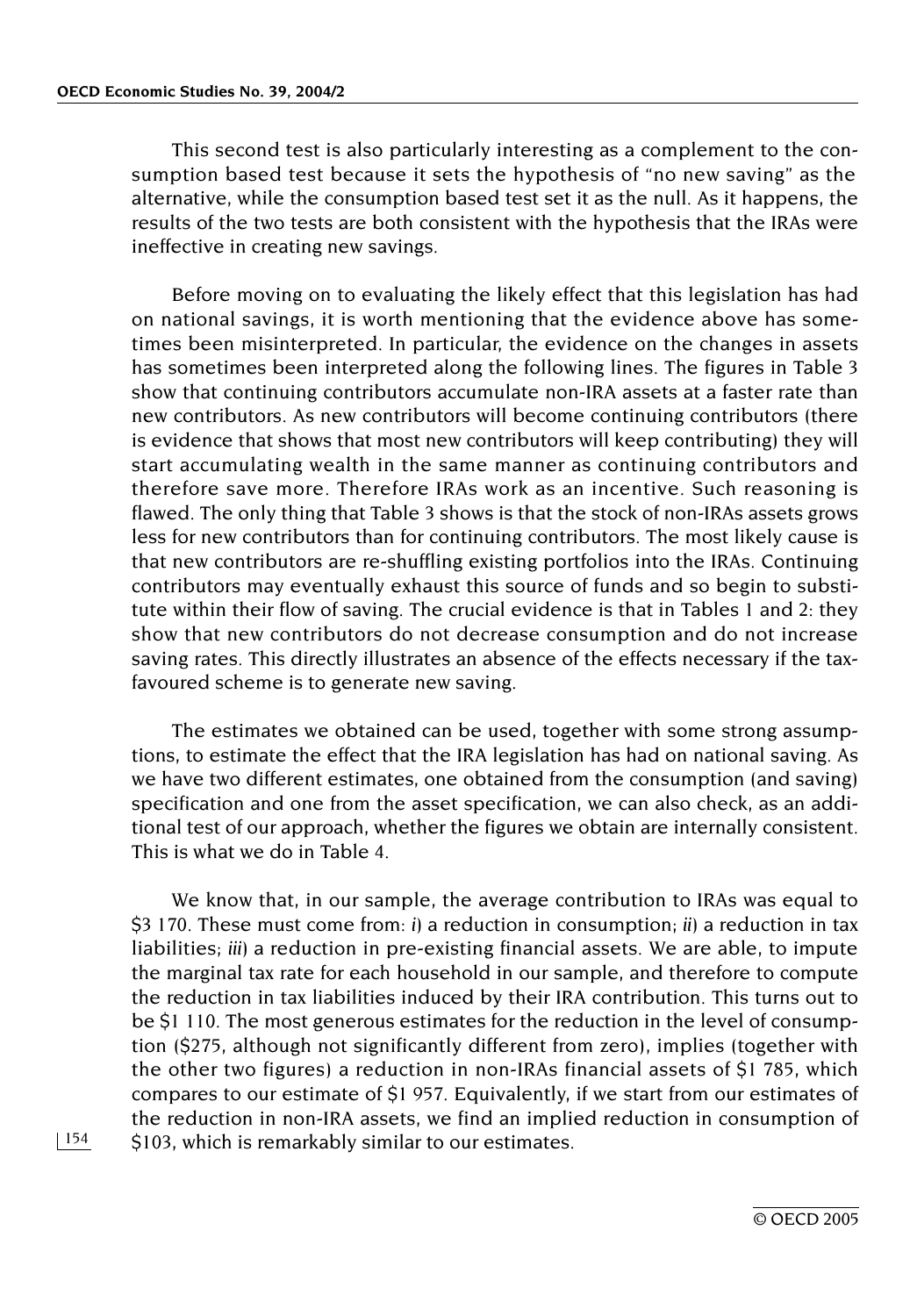This second test is also particularly interesting as a complement to the consumption based test because it sets the hypothesis of "no new saving" as the alternative, while the consumption based test set it as the null. As it happens, the results of the two tests are both consistent with the hypothesis that the IRAs were ineffective in creating new savings.

Before moving on to evaluating the likely effect that this legislation has had on national savings, it is worth mentioning that the evidence above has sometimes been misinterpreted. In particular, the evidence on the changes in assets has sometimes been interpreted along the following lines. The figures in Table 3 show that continuing contributors accumulate non-IRA assets at a faster rate than new contributors. As new contributors will become continuing contributors (there is evidence that shows that most new contributors will keep contributing) they will start accumulating wealth in the same manner as continuing contributors and therefore save more. Therefore IRAs work as an incentive. Such reasoning is flawed. The only thing that Table 3 shows is that the stock of non-IRAs assets grows less for new contributors than for continuing contributors. The most likely cause is that new contributors are re-shuffling existing portfolios into the IRAs. Continuing contributors may eventually exhaust this source of funds and so begin to substitute within their flow of saving. The crucial evidence is that in Tables 1 and 2: they show that new contributors do not decrease consumption and do not increase saving rates. This directly illustrates an absence of the effects necessary if the tax-favoured scheme is to generate new saving.

The estimates we obtained can be used, together with some strong assumptions, to estimate the effect that the IRA legislation has had on national saving. As we have two different estimates, one obtained from the consumption (and saving) specification and one from the asset specification, we can also check, as an additional test of our approach, whether the figures we obtain are internally consistent. This is what we do in Table 4.

We know that, in our sample, the average contribution to IRAs was equal to \$3 170. These must come from: *i*) a reduction in consumption; *ii*) a reduction in tax liabilities; *iii*) a reduction in pre-existing financial assets. We are able, to impute the marginal tax rate for each household in our sample, and therefore to compute the reduction in tax liabilities induced by their IRA contribution. This turns out to be \$1 110. The most generous estimates for the reduction in the level of consumption (\$275, although not significantly different from zero), implies (together with the other two figures) a reduction in non-IRAs financial assets of \$1 785, which compares to our estimate of \$1 957. Equivalently, if we start from our estimates of the reduction in non-IRA assets, we find an implied reduction in consumption of \$103, which is remarkably similar to our estimates.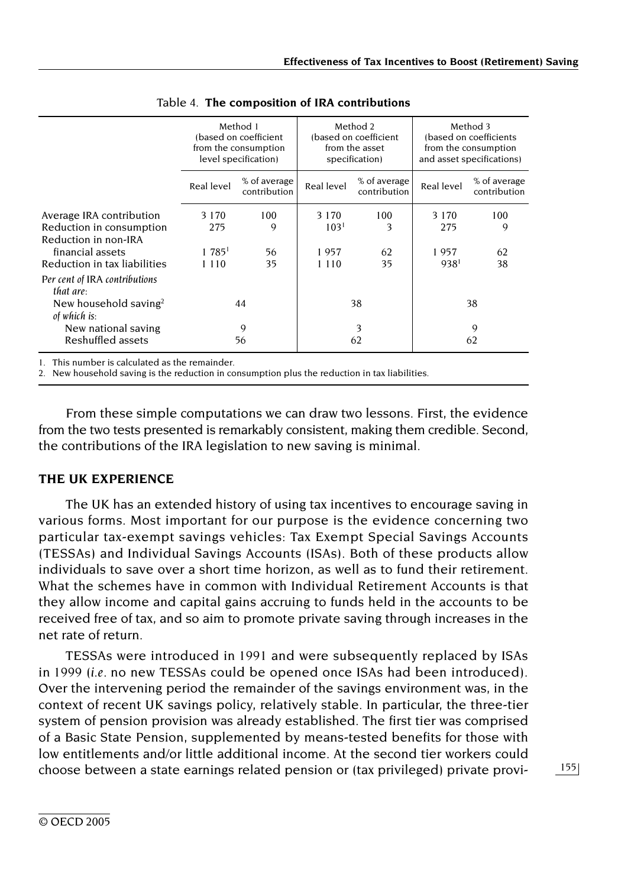Table 4. **The composition of IRA contributions**

| | Method 1 (based on coefficient from the consumption level specification) | | Method 2 (based on coefficient from the asset specification) | | Method 3 (based on coefficients from the consumption and asset specifications) | |
|---|---|---|---|---|---|---|
| | Real level | % of average contribution | Real level | % of average contribution | Real level | % of average contribution |
| Average IRA contribution | 3 170 | 100 | 3 170 | 100 | 3 170 | 100 |
| Reduction in consumption | 275 | 9 | 103[1] | 3 | 275 | 9 |
| Reduction in non-IRA financial assets | 1 785[1] | 56 | 1 957 | 62 | 1 957 | 62 |
| Reduction in tax liabilities | 1 110 | 35 | 1 110 | 35 | 938[1] | 38 |
| *Per cent of IRA contributions that are:* | | | | | | |
| New household saving[2] | 44 | | 38 | | 38 | |
| *of which is:* | | | | | | |
| New national saving | 9 | | 3 | | 9 | |
| Reshuffled assets | 56 | | 62 | | 62 | |

1. This number is calculated as the remainder.
2. New household saving is the reduction in consumption plus the reduction in tax liabilities.

From these simple computations we can draw two lessons. First, the evidence from the two tests presented is remarkably consistent, making them credible. Second, the contributions of the IRA legislation to new saving is minimal.

## THE UK EXPERIENCE

The UK has an extended history of using tax incentives to encourage saving in various forms. Most important for our purpose is the evidence concerning two particular tax-exempt savings vehicles: Tax Exempt Special Savings Accounts (TESSAs) and Individual Savings Accounts (ISAs). Both of these products allow individuals to save over a short time horizon, as well as to fund their retirement. What the schemes have in common with Individual Retirement Accounts is that they allow income and capital gains accruing to funds held in the accounts to be received free of tax, and so aim to promote private saving through increases in the net rate of return.

TESSAs were introduced in 1991 and were subsequently replaced by ISAs in 1999 (*i.e.* no new TESSAs could be opened once ISAs had been introduced). Over the intervening period the remainder of the savings environment was, in the context of recent UK savings policy, relatively stable. In particular, the three-tier system of pension provision was already established. The first tier was comprised of a Basic State Pension, supplemented by means-tested benefits for those with low entitlements and/or little additional income. At the second tier workers could choose between a state earnings related pension or (tax privileged) private provi-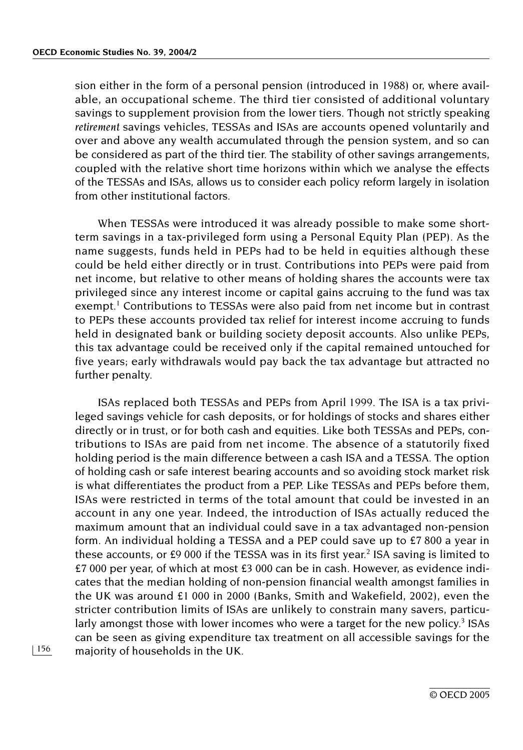sion either in the form of a personal pension (introduced in 1988) or, where available, an occupational scheme. The third tier consisted of additional voluntary savings to supplement provision from the lower tiers. Though not strictly speaking *retirement* savings vehicles, TESSAs and ISAs are accounts opened voluntarily and over and above any wealth accumulated through the pension system, and so can be considered as part of the third tier. The stability of other savings arrangements, coupled with the relative short time horizons within which we analyse the effects of the TESSAs and ISAs, allows us to consider each policy reform largely in isolation from other institutional factors.

When TESSAs were introduced it was already possible to make some short-term savings in a tax-privileged form using a Personal Equity Plan (PEP). As the name suggests, funds held in PEPs had to be held in equities although these could be held either directly or in trust. Contributions into PEPs were paid from net income, but relative to other means of holding shares the accounts were tax privileged since any interest income or capital gains accruing to the fund was tax exempt.[1] Contributions to TESSAs were also paid from net income but in contrast to PEPs these accounts provided tax relief for interest income accruing to funds held in designated bank or building society deposit accounts. Also unlike PEPs, this tax advantage could be received only if the capital remained untouched for five years; early withdrawals would pay back the tax advantage but attracted no further penalty.

ISAs replaced both TESSAs and PEPs from April 1999. The ISA is a tax privileged savings vehicle for cash deposits, or for holdings of stocks and shares either directly or in trust, or for both cash and equities. Like both TESSAs and PEPs, contributions to ISAs are paid from net income. The absence of a statutorily fixed holding period is the main difference between a cash ISA and a TESSA. The option of holding cash or safe interest bearing accounts and so avoiding stock market risk is what differentiates the product from a PEP. Like TESSAs and PEPs before them, ISAs were restricted in terms of the total amount that could be invested in an account in any one year. Indeed, the introduction of ISAs actually reduced the maximum amount that an individual could save in a tax advantaged non-pension form. An individual holding a TESSA and a PEP could save up to £7 800 a year in these accounts, or £9 000 if the TESSA was in its first year.[2] ISA saving is limited to £7 000 per year, of which at most £3 000 can be in cash. However, as evidence indicates that the median holding of non-pension financial wealth amongst families in the UK was around £1 000 in 2000 (Banks, Smith and Wakefield, 2002), even the stricter contribution limits of ISAs are unlikely to constrain many savers, particularly amongst those with lower incomes who were a target for the new policy.[3] ISAs can be seen as giving expenditure tax treatment on all accessible savings for the majority of households in the UK.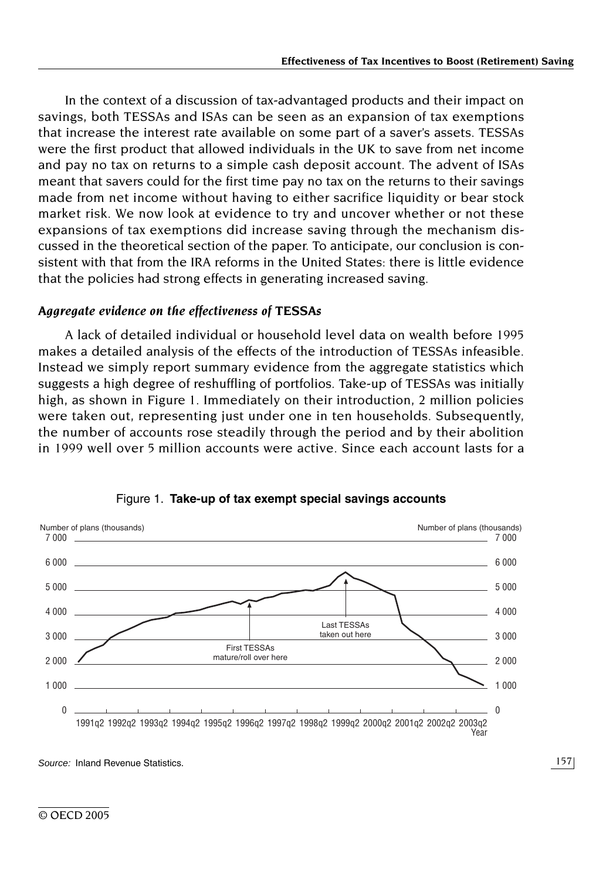In the context of a discussion of tax-advantaged products and their impact on savings, both TESSAs and ISAs can be seen as an expansion of tax exemptions that increase the interest rate available on some part of a saver's assets. TESSAs were the first product that allowed individuals in the UK to save from net income and pay no tax on returns to a simple cash deposit account. The advent of ISAs meant that savers could for the first time pay no tax on the returns to their savings made from net income without having to either sacrifice liquidity or bear stock market risk. We now look at evidence to try and uncover whether or not these expansions of tax exemptions did increase saving through the mechanism discussed in the theoretical section of the paper. To anticipate, our conclusion is consistent with that from the IRA reforms in the United States: there is little evidence that the policies had strong effects in generating increased saving.

### *Aggregate evidence on the effectiveness of* TESSAs

A lack of detailed individual or household level data on wealth before 1995 makes a detailed analysis of the effects of the introduction of TESSAs infeasible. Instead we simply report summary evidence from the aggregate statistics which suggests a high degree of reshuffling of portfolios. Take-up of TESSAs was initially high, as shown in Figure 1. Immediately on their introduction, 2 million policies were taken out, representing just under one in ten households. Subsequently, the number of accounts rose steadily through the period and by their abolition in 1999 well over 5 million accounts were active. Since each account lasts for a

Figure 1. **Take-up of tax exempt special savings accounts**

*Source:* Inland Revenue Statistics.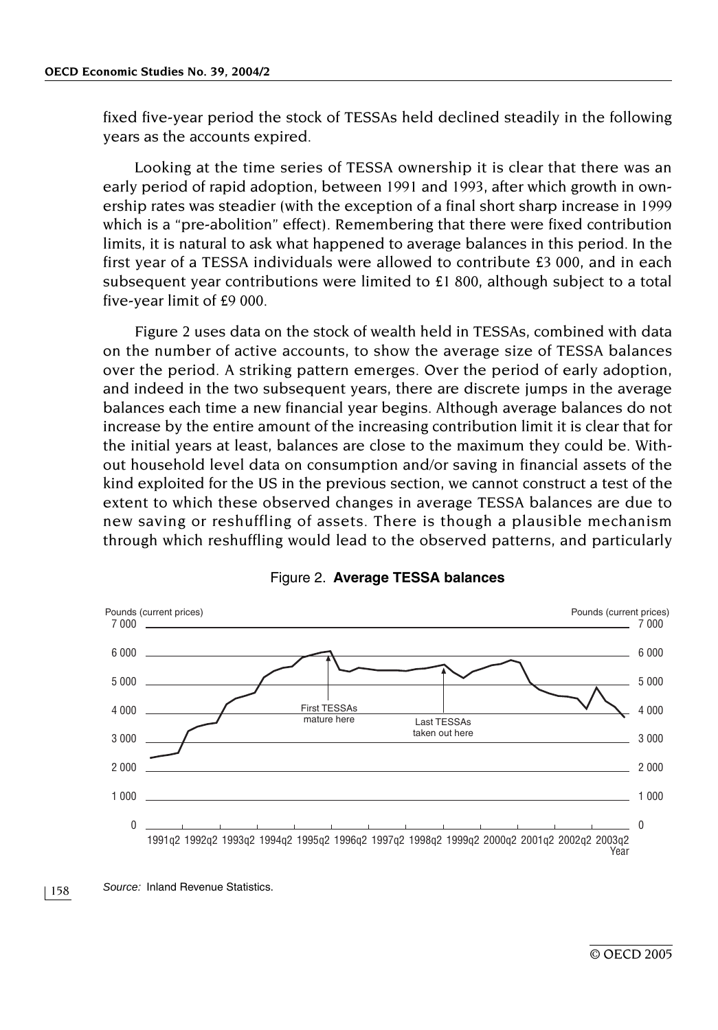fixed five-year period the stock of TESSAs held declined steadily in the following years as the accounts expired.

Looking at the time series of TESSA ownership it is clear that there was an early period of rapid adoption, between 1991 and 1993, after which growth in ownership rates was steadier (with the exception of a final short sharp increase in 1999 which is a "pre-abolition" effect). Remembering that there were fixed contribution limits, it is natural to ask what happened to average balances in this period. In the first year of a TESSA individuals were allowed to contribute £3 000, and in each subsequent year contributions were limited to £1 800, although subject to a total five-year limit of £9 000.

Figure 2 uses data on the stock of wealth held in TESSAs, combined with data on the number of active accounts, to show the average size of TESSA balances over the period. A striking pattern emerges. Over the period of early adoption, and indeed in the two subsequent years, there are discrete jumps in the average balances each time a new financial year begins. Although average balances do not increase by the entire amount of the increasing contribution limit it is clear that for the initial years at least, balances are close to the maximum they could be. Without household level data on consumption and/or saving in financial assets of the kind exploited for the US in the previous section, we cannot construct a test of the extent to which these observed changes in average TESSA balances are due to new saving or reshuffling of assets. There is though a plausible mechanism through which reshuffling would lead to the observed patterns, and particularly

Figure 2. **Average TESSA balances**

*Source:* Inland Revenue Statistics.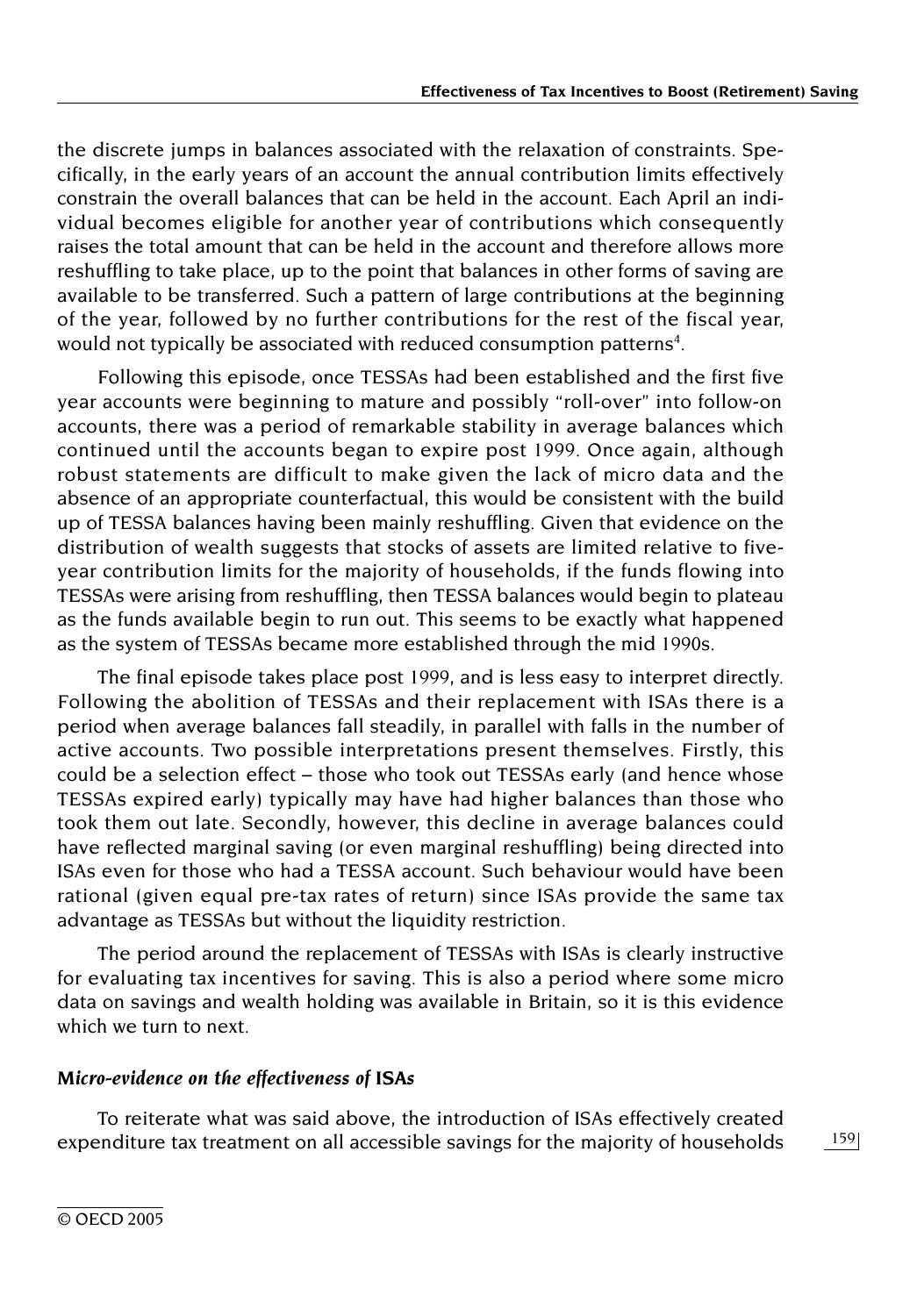the discrete jumps in balances associated with the relaxation of constraints. Specifically, in the early years of an account the annual contribution limits effectively constrain the overall balances that can be held in the account. Each April an individual becomes eligible for another year of contributions which consequently raises the total amount that can be held in the account and therefore allows more reshuffling to take place, up to the point that balances in other forms of saving are available to be transferred. Such a pattern of large contributions at the beginning of the year, followed by no further contributions for the rest of the fiscal year, would not typically be associated with reduced consumption patterns[4].

Following this episode, once TESSAs had been established and the first five year accounts were beginning to mature and possibly "roll-over" into follow-on accounts, there was a period of remarkable stability in average balances which continued until the accounts began to expire post 1999. Once again, although robust statements are difficult to make given the lack of micro data and the absence of an appropriate counterfactual, this would be consistent with the build up of TESSA balances having been mainly reshuffling. Given that evidence on the distribution of wealth suggests that stocks of assets are limited relative to five-year contribution limits for the majority of households, if the funds flowing into TESSAs were arising from reshuffling, then TESSA balances would begin to plateau as the funds available begin to run out. This seems to be exactly what happened as the system of TESSAs became more established through the mid 1990s.

The final episode takes place post 1999, and is less easy to interpret directly. Following the abolition of TESSAs and their replacement with ISAs there is a period when average balances fall steadily, in parallel with falls in the number of active accounts. Two possible interpretations present themselves. Firstly, this could be a selection effect – those who took out TESSAs early (and hence whose TESSAs expired early) typically may have had higher balances than those who took them out late. Secondly, however, this decline in average balances could have reflected marginal saving (or even marginal reshuffling) being directed into ISAs even for those who had a TESSA account. Such behaviour would have been rational (given equal pre-tax rates of return) since ISAs provide the same tax advantage as TESSAs but without the liquidity restriction.

The period around the replacement of TESSAs with ISAs is clearly instructive for evaluating tax incentives for saving. This is also a period where some micro data on savings and wealth holding was available in Britain, so it is this evidence which we turn to next.

### *Micro-evidence on the effectiveness of* ISAs

To reiterate what was said above, the introduction of ISAs effectively created expenditure tax treatment on all accessible savings for the majority of households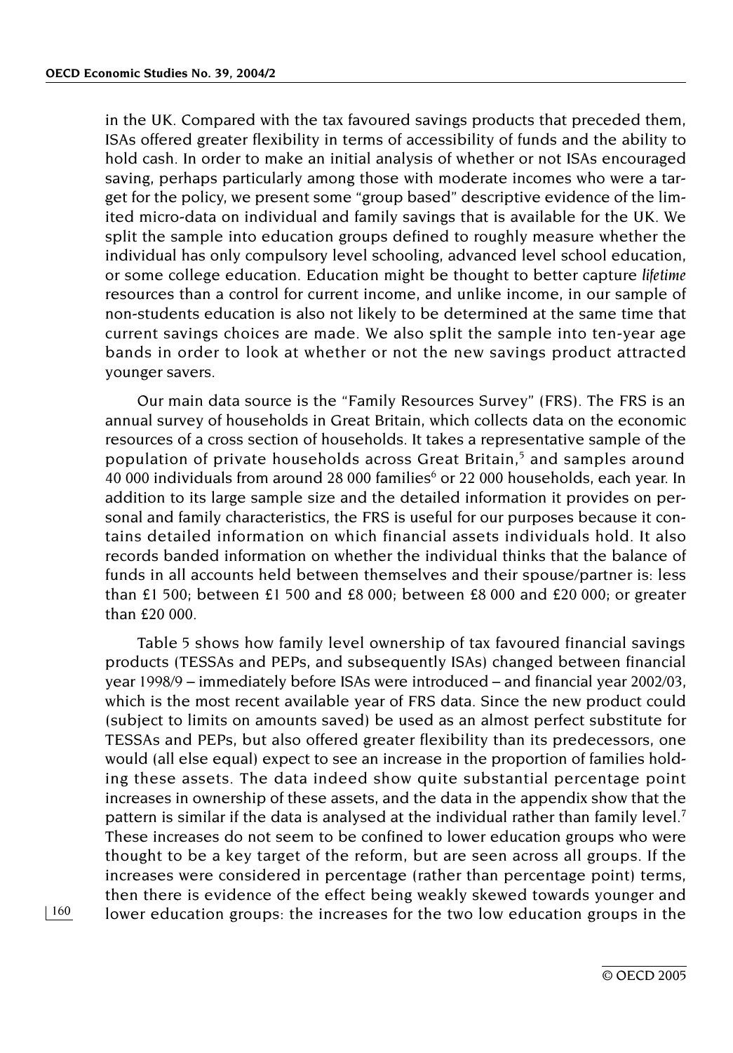in the UK. Compared with the tax favoured savings products that preceded them, ISAs offered greater flexibility in terms of accessibility of funds and the ability to hold cash. In order to make an initial analysis of whether or not ISAs encouraged saving, perhaps particularly among those with moderate incomes who were a target for the policy, we present some "group based" descriptive evidence of the limited micro-data on individual and family savings that is available for the UK. We split the sample into education groups defined to roughly measure whether the individual has only compulsory level schooling, advanced level school education, or some college education. Education might be thought to better capture *lifetime* resources than a control for current income, and unlike income, in our sample of non-students education is also not likely to be determined at the same time that current savings choices are made. We also split the sample into ten-year age bands in order to look at whether or not the new savings product attracted younger savers.

Our main data source is the "Family Resources Survey" (FRS). The FRS is an annual survey of households in Great Britain, which collects data on the economic resources of a cross section of households. It takes a representative sample of the population of private households across Great Britain,[5] and samples around 40 000 individuals from around 28 000 families[6] or 22 000 households, each year. In addition to its large sample size and the detailed information it provides on personal and family characteristics, the FRS is useful for our purposes because it contains detailed information on which financial assets individuals hold. It also records banded information on whether the individual thinks that the balance of funds in all accounts held between themselves and their spouse/partner is: less than £1 500; between £1 500 and £8 000; between £8 000 and £20 000; or greater than £20 000.

Table 5 shows how family level ownership of tax favoured financial savings products (TESSAs and PEPs, and subsequently ISAs) changed between financial year 1998/9 – immediately before ISAs were introduced – and financial year 2002/03, which is the most recent available year of FRS data. Since the new product could (subject to limits on amounts saved) be used as an almost perfect substitute for TESSAs and PEPs, but also offered greater flexibility than its predecessors, one would (all else equal) expect to see an increase in the proportion of families holding these assets. The data indeed show quite substantial percentage point increases in ownership of these assets, and the data in the appendix show that the pattern is similar if the data is analysed at the individual rather than family level.[7] These increases do not seem to be confined to lower education groups who were thought to be a key target of the reform, but are seen across all groups. If the increases were considered in percentage (rather than percentage point) terms, then there is evidence of the effect being weakly skewed towards younger and lower education groups: the increases for the two low education groups in the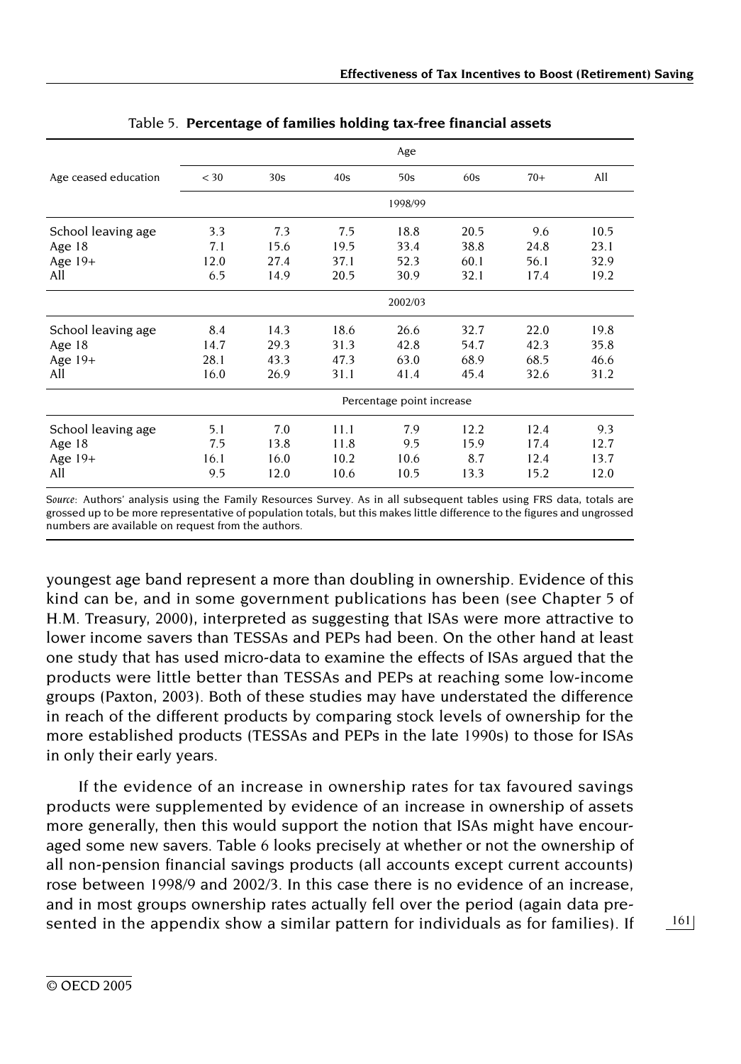Table 5. **Percentage of families holding tax-free financial assets**

| Age ceased education | Age | | | | | | |
|---|---|---|---|---|---|---|---|
| | < 30 | 30s | 40s | 50s | 60s | 70+ | All |
| | 1998/99 | | | | | | |
| School leaving age | 3.3 | 7.3 | 7.5 | 18.8 | 20.5 | 9.6 | 10.5 |
| Age 18 | 7.1 | 15.6 | 19.5 | 33.4 | 38.8 | 24.8 | 23.1 |
| Age 19+ | 12.0 | 27.4 | 37.1 | 52.3 | 60.1 | 56.1 | 32.9 |
| All | 6.5 | 14.9 | 20.5 | 30.9 | 32.1 | 17.4 | 19.2 |
| | 2002/03 | | | | | | |
| School leaving age | 8.4 | 14.3 | 18.6 | 26.6 | 32.7 | 22.0 | 19.8 |
| Age 18 | 14.7 | 29.3 | 31.3 | 42.8 | 54.7 | 42.3 | 35.8 |
| Age 19+ | 28.1 | 43.3 | 47.3 | 63.0 | 68.9 | 68.5 | 46.6 |
| All | 16.0 | 26.9 | 31.1 | 41.4 | 45.4 | 32.6 | 31.2 |
| | Percentage point increase | | | | | | |
| School leaving age | 5.1 | 7.0 | 11.1 | 7.9 | 12.2 | 12.4 | 9.3 |
| Age 18 | 7.5 | 13.8 | 11.8 | 9.5 | 15.9 | 17.4 | 12.7 |
| Age 19+ | 16.1 | 16.0 | 10.2 | 10.6 | 8.7 | 12.4 | 13.7 |
| All | 9.5 | 12.0 | 10.6 | 10.5 | 13.3 | 15.2 | 12.0 |

*Source*: Authors' analysis using the Family Resources Survey. As in all subsequent tables using FRS data, totals are grossed up to be more representative of population totals, but this makes little difference to the figures and ungrossed numbers are available on request from the authors.

youngest age band represent a more than doubling in ownership. Evidence of this kind can be, and in some government publications has been (see Chapter 5 of H.M. Treasury, 2000), interpreted as suggesting that ISAs were more attractive to lower income savers than TESSAs and PEPs had been. On the other hand at least one study that has used micro-data to examine the effects of ISAs argued that the products were little better than TESSAs and PEPs at reaching some low-income groups (Paxton, 2003). Both of these studies may have understated the difference in reach of the different products by comparing stock levels of ownership for the more established products (TESSAs and PEPs in the late 1990s) to those for ISAs in only their early years.

If the evidence of an increase in ownership rates for tax favoured savings products were supplemented by evidence of an increase in ownership of assets more generally, then this would support the notion that ISAs might have encouraged some new savers. Table 6 looks precisely at whether or not the ownership of all non-pension financial savings products (all accounts except current accounts) rose between 1998/9 and 2002/3. In this case there is no evidence of an increase, and in most groups ownership rates actually fell over the period (again data presented in the appendix show a similar pattern for individuals as for families). If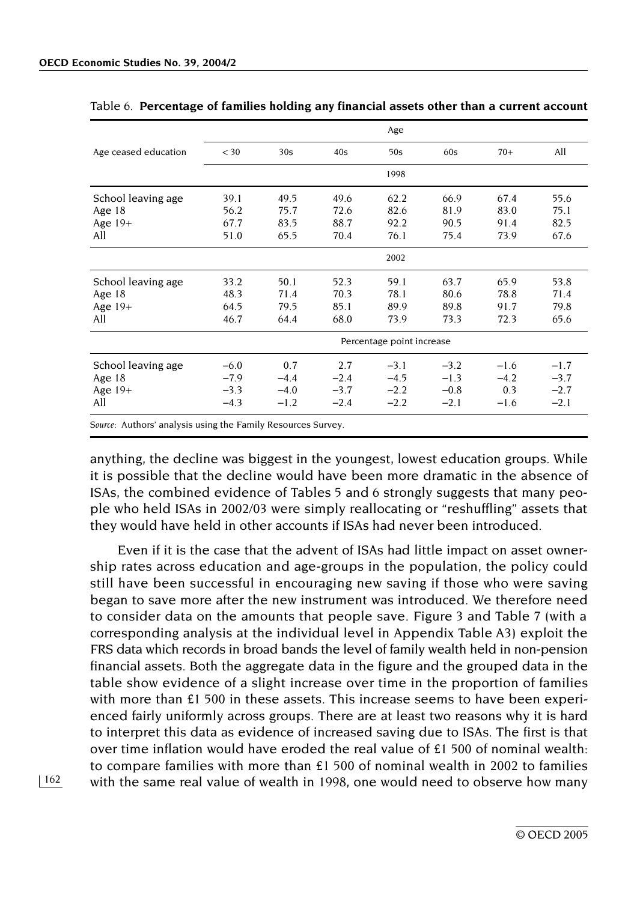Table 6. **Percentage of families holding any financial assets other than a current account**

| Age ceased education | Age | | | | | | |
|---|---|---|---|---|---|---|---|
| | < 30 | 30s | 40s | 50s | 60s | 70+ | All |
| | 1998 | | | | | | |
| School leaving age | 39.1 | 49.5 | 49.6 | 62.2 | 66.9 | 67.4 | 55.6 |
| Age 18 | 56.2 | 75.7 | 72.6 | 82.6 | 81.9 | 83.0 | 75.1 |
| Age 19+ | 67.7 | 83.5 | 88.7 | 92.2 | 90.5 | 91.4 | 82.5 |
| All | 51.0 | 65.5 | 70.4 | 76.1 | 75.4 | 73.9 | 67.6 |
| | 2002 | | | | | | |
| School leaving age | 33.2 | 50.1 | 52.3 | 59.1 | 63.7 | 65.9 | 53.8 |
| Age 18 | 48.3 | 71.4 | 70.3 | 78.1 | 80.6 | 78.8 | 71.4 |
| Age 19+ | 64.5 | 79.5 | 85.1 | 89.9 | 89.8 | 91.7 | 79.8 |
| All | 46.7 | 64.4 | 68.0 | 73.9 | 73.3 | 72.3 | 65.6 |
| | Percentage point increase | | | | | | |
| School leaving age | −6.0 | 0.7 | 2.7 | −3.1 | −3.2 | −1.6 | −1.7 |
| Age 18 | −7.9 | −4.4 | −2.4 | −4.5 | −1.3 | −4.2 | −3.7 |
| Age 19+ | −3.3 | −4.0 | −3.7 | −2.2 | −0.8 | 0.3 | −2.7 |
| All | −4.3 | −1.2 | −2.4 | −2.2 | −2.1 | −1.6 | −2.1 |

*Source*: Authors' analysis using the Family Resources Survey.

anything, the decline was biggest in the youngest, lowest education groups. While it is possible that the decline would have been more dramatic in the absence of ISAs, the combined evidence of Tables 5 and 6 strongly suggests that many people who held ISAs in 2002/03 were simply reallocating or "reshuffling" assets that they would have held in other accounts if ISAs had never been introduced.

Even if it is the case that the advent of ISAs had little impact on asset ownership rates across education and age-groups in the population, the policy could still have been successful in encouraging new saving if those who were saving began to save more after the new instrument was introduced. We therefore need to consider data on the amounts that people save. Figure 3 and Table 7 (with a corresponding analysis at the individual level in Appendix Table A3) exploit the FRS data which records in broad bands the level of family wealth held in non-pension financial assets. Both the aggregate data in the figure and the grouped data in the table show evidence of a slight increase over time in the proportion of families with more than £1 500 in these assets. This increase seems to have been experienced fairly uniformly across groups. There are at least two reasons why it is hard to interpret this data as evidence of increased saving due to ISAs. The first is that over time inflation would have eroded the real value of £1 500 of nominal wealth: to compare families with more than £1 500 of nominal wealth in 2002 to families with the same real value of wealth in 1998, one would need to observe how many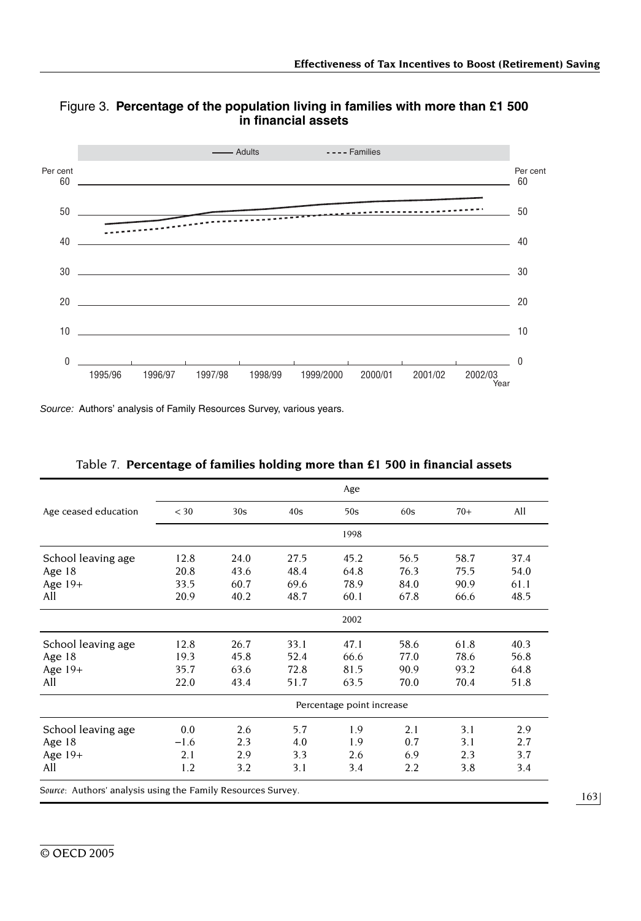Figure 3. **Percentage of the population living in families with more than £1 500 in financial assets**

*Source:* Authors' analysis of Family Resources Survey, various years.

Table 7. **Percentage of families holding more than £1 500 in financial assets**

| Age ceased education | < 30 | 30s | 40s | 50s | 60s | 70+ | All |
|---|---|---|---|---|---|---|---|
| | | | | 1998 | | | |
| School leaving age | 12.8 | 24.0 | 27.5 | 45.2 | 56.5 | 58.7 | 37.4 |
| Age 18 | 20.8 | 43.6 | 48.4 | 64.8 | 76.3 | 75.5 | 54.0 |
| Age 19+ | 33.5 | 60.7 | 69.6 | 78.9 | 84.0 | 90.9 | 61.1 |
| All | 20.9 | 40.2 | 48.7 | 60.1 | 67.8 | 66.6 | 48.5 |
| | | | | 2002 | | | |
| School leaving age | 12.8 | 26.7 | 33.1 | 47.1 | 58.6 | 61.8 | 40.3 |
| Age 18 | 19.3 | 45.8 | 52.4 | 66.6 | 77.0 | 78.6 | 56.8 |
| Age 19+ | 35.7 | 63.6 | 72.8 | 81.5 | 90.9 | 93.2 | 64.8 |
| All | 22.0 | 43.4 | 51.7 | 63.5 | 70.0 | 70.4 | 51.8 |
| | | | | Percentage point increase | | | |
| School leaving age | 0.0 | 2.6 | 5.7 | 1.9 | 2.1 | 3.1 | 2.9 |
| Age 18 | −1.6 | 2.3 | 4.0 | 1.9 | 0.7 | 3.1 | 2.7 |
| Age 19+ | 2.1 | 2.9 | 3.3 | 2.6 | 6.9 | 2.3 | 3.7 |
| All | 1.2 | 3.2 | 3.1 | 3.4 | 2.2 | 3.8 | 3.4 |

*Source:* Authors' analysis using the Family Resources Survey.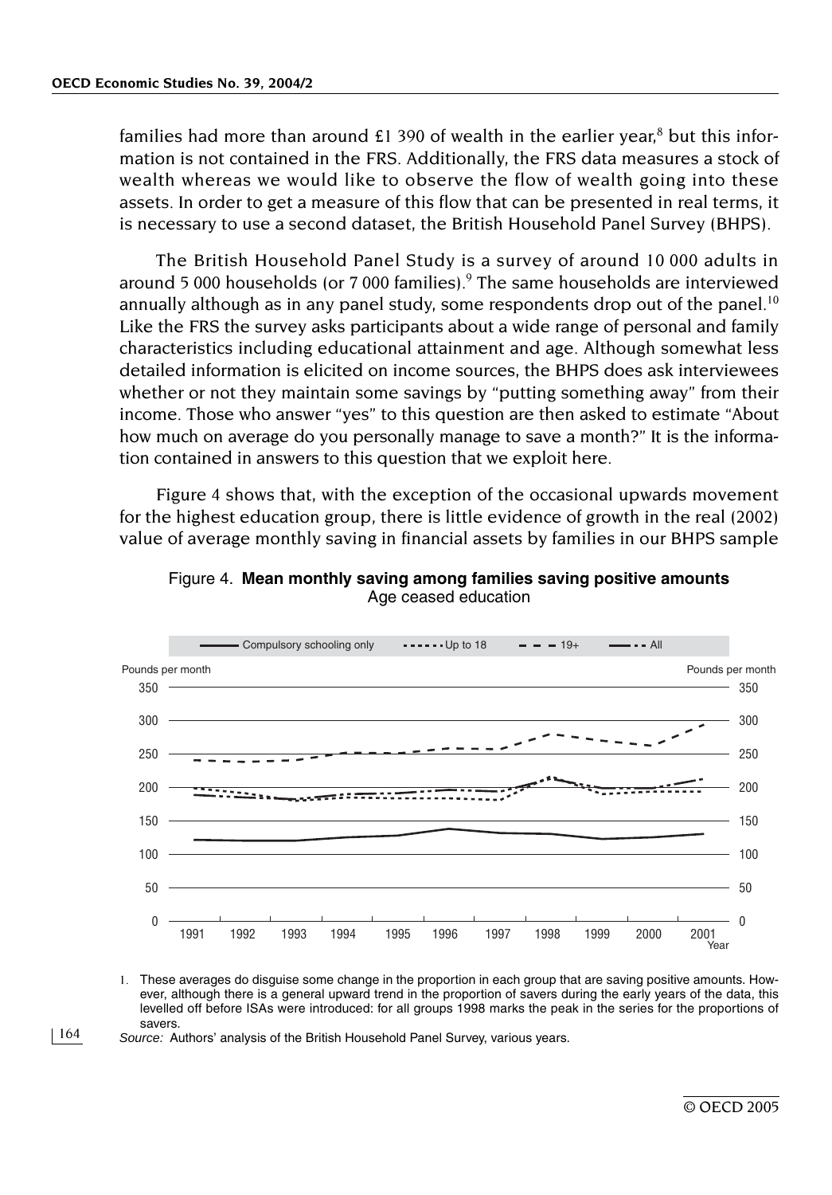families had more than around £1 390 of wealth in the earlier year,[8] but this information is not contained in the FRS. Additionally, the FRS data measures a stock of wealth whereas we would like to observe the flow of wealth going into these assets. In order to get a measure of this flow that can be presented in real terms, it is necessary to use a second dataset, the British Household Panel Survey (BHPS).

The British Household Panel Study is a survey of around 10 000 adults in around 5 000 households (or 7 000 families).[9] The same households are interviewed annually although as in any panel study, some respondents drop out of the panel.[10] Like the FRS the survey asks participants about a wide range of personal and family characteristics including educational attainment and age. Although somewhat less detailed information is elicited on income sources, the BHPS does ask interviewees whether or not they maintain some savings by "putting something away" from their income. Those who answer "yes" to this question are then asked to estimate "About how much on average do you personally manage to save a month?" It is the information contained in answers to this question that we exploit here.

Figure 4 shows that, with the exception of the occasional upwards movement for the highest education group, there is little evidence of growth in the real (2002) value of average monthly saving in financial assets by families in our BHPS sample

Figure 4. **Mean monthly saving among families saving positive amounts**
Age ceased education

1. These averages do disguise some change in the proportion in each group that are saving positive amounts. However, although there is a general upward trend in the proportion of savers during the early years of the data, this levelled off before ISAs were introduced: for all groups 1998 marks the peak in the series for the proportions of savers.

*Source:* Authors' analysis of the British Household Panel Survey, various years.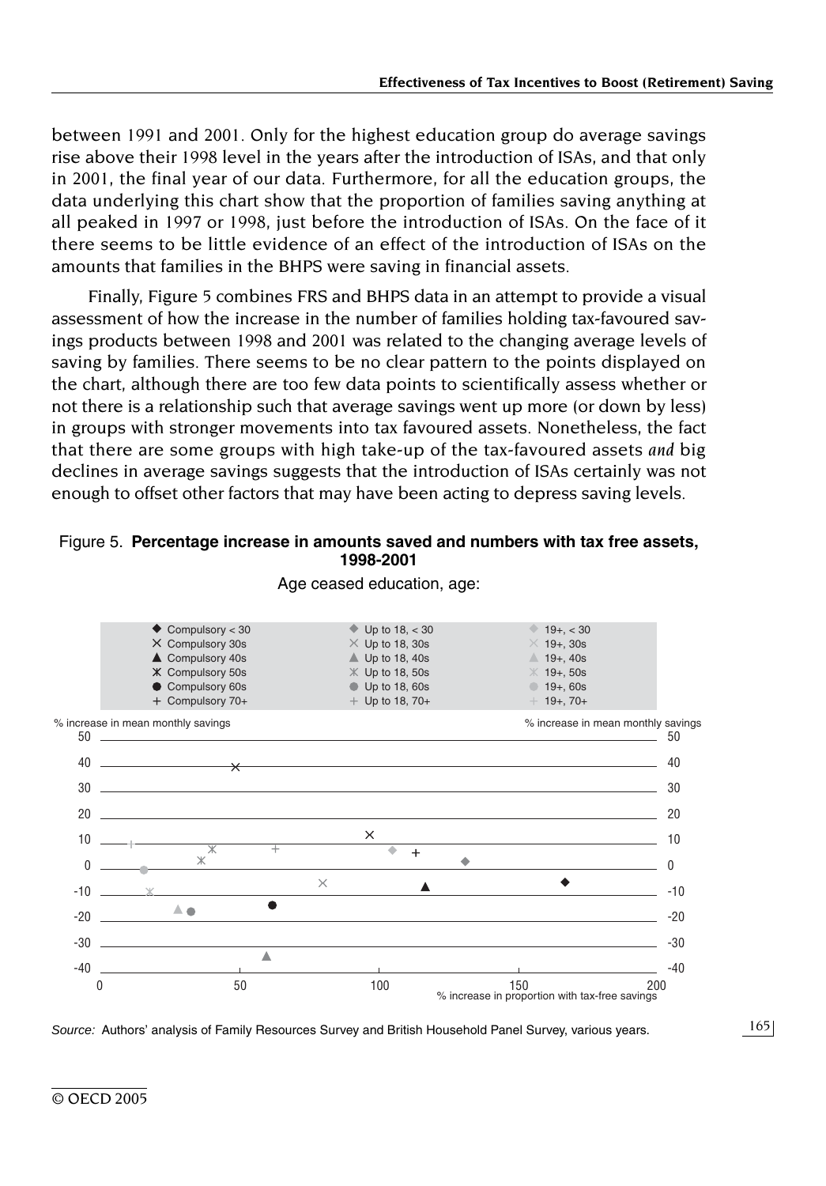between 1991 and 2001. Only for the highest education group do average savings rise above their 1998 level in the years after the introduction of ISAs, and that only in 2001, the final year of our data. Furthermore, for all the education groups, the data underlying this chart show that the proportion of families saving anything at all peaked in 1997 or 1998, just before the introduction of ISAs. On the face of it there seems to be little evidence of an effect of the introduction of ISAs on the amounts that families in the BHPS were saving in financial assets.

Finally, Figure 5 combines FRS and BHPS data in an attempt to provide a visual assessment of how the increase in the number of families holding tax-favoured savings products between 1998 and 2001 was related to the changing average levels of saving by families. There seems to be no clear pattern to the points displayed on the chart, although there are too few data points to scientifically assess whether or not there is a relationship such that average savings went up more (or down by less) in groups with stronger movements into tax favoured assets. Nonetheless, the fact that there are some groups with high take-up of the tax-favoured assets *and* big declines in average savings suggests that the introduction of ISAs certainly was not enough to offset other factors that may have been acting to depress saving levels.

Figure 5. **Percentage increase in amounts saved and numbers with tax free assets, 1998-2001**

Age ceased education, age:

Legend: Compulsory < 30; Compulsory 30s; Compulsory 40s; Compulsory 50s; Compulsory 60s; Compulsory 70+; Up to 18, < 30; Up to 18, 30s; Up to 18, 40s; Up to 18, 50s; Up to 18, 60s; Up to 18, 70+; 19+, < 30; 19+, 30s; 19+, 40s; 19+, 50s; 19+, 60s; 19+, 70+

Y-axis: % increase in mean monthly savings (-40 to 50)

X-axis: % increase in proportion with tax-free savings (0 to 200)

*Source:* Authors' analysis of Family Resources Survey and British Household Panel Survey, various years.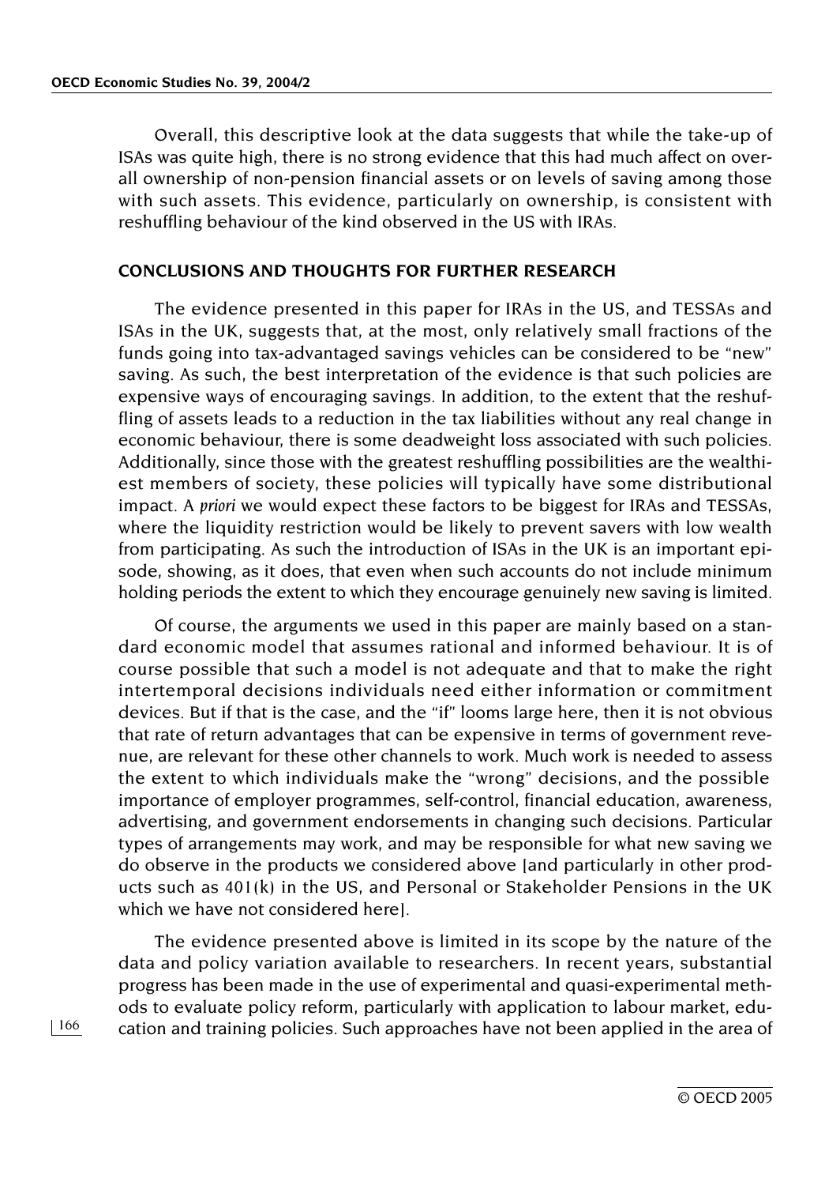Overall, this descriptive look at the data suggests that while the take-up of ISAs was quite high, there is no strong evidence that this had much affect on overall ownership of non-pension financial assets or on levels of saving among those with such assets. This evidence, particularly on ownership, is consistent with reshuffling behaviour of the kind observed in the US with IRAs.

## CONCLUSIONS AND THOUGHTS FOR FURTHER RESEARCH

The evidence presented in this paper for IRAs in the US, and TESSAs and ISAs in the UK, suggests that, at the most, only relatively small fractions of the funds going into tax-advantaged savings vehicles can be considered to be "new" saving. As such, the best interpretation of the evidence is that such policies are expensive ways of encouraging savings. In addition, to the extent that the reshuffling of assets leads to a reduction in the tax liabilities without any real change in economic behaviour, there is some deadweight loss associated with such policies. Additionally, since those with the greatest reshuffling possibilities are the wealthiest members of society, these policies will typically have some distributional impact. A *priori* we would expect these factors to be biggest for IRAs and TESSAs, where the liquidity restriction would be likely to prevent savers with low wealth from participating. As such the introduction of ISAs in the UK is an important episode, showing, as it does, that even when such accounts do not include minimum holding periods the extent to which they encourage genuinely new saving is limited.

Of course, the arguments we used in this paper are mainly based on a standard economic model that assumes rational and informed behaviour. It is of course possible that such a model is not adequate and that to make the right intertemporal decisions individuals need either information or commitment devices. But if that is the case, and the "if" looms large here, then it is not obvious that rate of return advantages that can be expensive in terms of government revenue, are relevant for these other channels to work. Much work is needed to assess the extent to which individuals make the "wrong" decisions, and the possible importance of employer programmes, self-control, financial education, awareness, advertising, and government endorsements in changing such decisions. Particular types of arrangements may work, and may be responsible for what new saving we do observe in the products we considered above [and particularly in other products such as 401(k) in the US, and Personal or Stakeholder Pensions in the UK which we have not considered here].

The evidence presented above is limited in its scope by the nature of the data and policy variation available to researchers. In recent years, substantial progress has been made in the use of experimental and quasi-experimental methods to evaluate policy reform, particularly with application to labour market, education and training policies. Such approaches have not been applied in the area of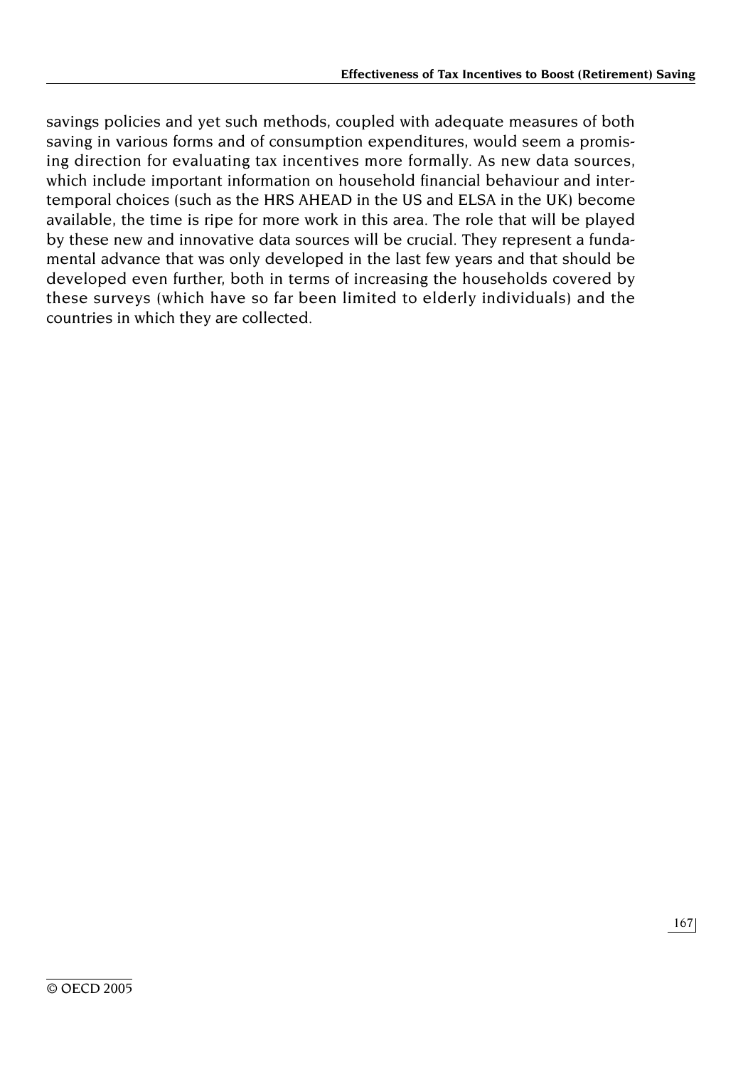savings policies and yet such methods, coupled with adequate measures of both saving in various forms and of consumption expenditures, would seem a promising direction for evaluating tax incentives more formally. As new data sources, which include important information on household financial behaviour and intertemporal choices (such as the HRS AHEAD in the US and ELSA in the UK) become available, the time is ripe for more work in this area. The role that will be played by these new and innovative data sources will be crucial. They represent a fundamental advance that was only developed in the last few years and that should be developed even further, both in terms of increasing the households covered by these surveys (which have so far been limited to elderly individuals) and the countries in which they are collected.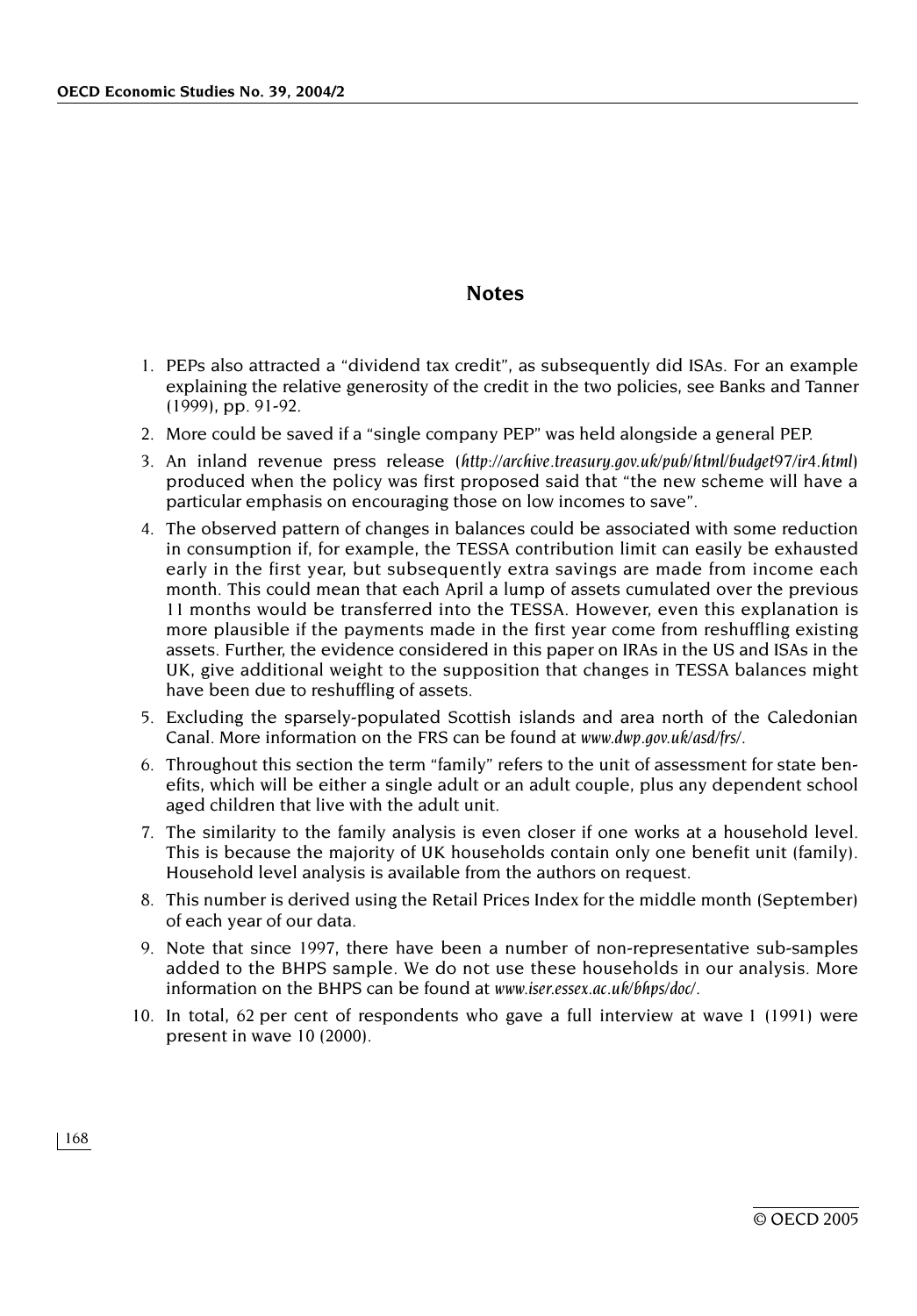## Notes

1. PEPs also attracted a "dividend tax credit", as subsequently did ISAs. For an example explaining the relative generosity of the credit in the two policies, see Banks and Tanner (1999), pp. 91-92.
2. More could be saved if a "single company PEP" was held alongside a general PEP.
3. An inland revenue press release (*http://archive.treasury.gov.uk/pub/html/budget97/ir4.html*) produced when the policy was first proposed said that "the new scheme will have a particular emphasis on encouraging those on low incomes to save".
4. The observed pattern of changes in balances could be associated with some reduction in consumption if, for example, the TESSA contribution limit can easily be exhausted early in the first year, but subsequently extra savings are made from income each month. This could mean that each April a lump of assets cumulated over the previous 11 months would be transferred into the TESSA. However, even this explanation is more plausible if the payments made in the first year come from reshuffling existing assets. Further, the evidence considered in this paper on IRAs in the US and ISAs in the UK, give additional weight to the supposition that changes in TESSA balances might have been due to reshuffling of assets.
5. Excluding the sparsely-populated Scottish islands and area north of the Caledonian Canal. More information on the FRS can be found at *www.dwp.gov.uk/asd/frs/*.
6. Throughout this section the term "family" refers to the unit of assessment for state benefits, which will be either a single adult or an adult couple, plus any dependent school aged children that live with the adult unit.
7. The similarity to the family analysis is even closer if one works at a household level. This is because the majority of UK households contain only one benefit unit (family). Household level analysis is available from the authors on request.
8. This number is derived using the Retail Prices Index for the middle month (September) of each year of our data.
9. Note that since 1997, there have been a number of non-representative sub-samples added to the BHPS sample. We do not use these households in our analysis. More information on the BHPS can be found at *www.iser.essex.ac.uk/bhps/doc/*.
10. In total, 62 per cent of respondents who gave a full interview at wave 1 (1991) were present in wave 10 (2000).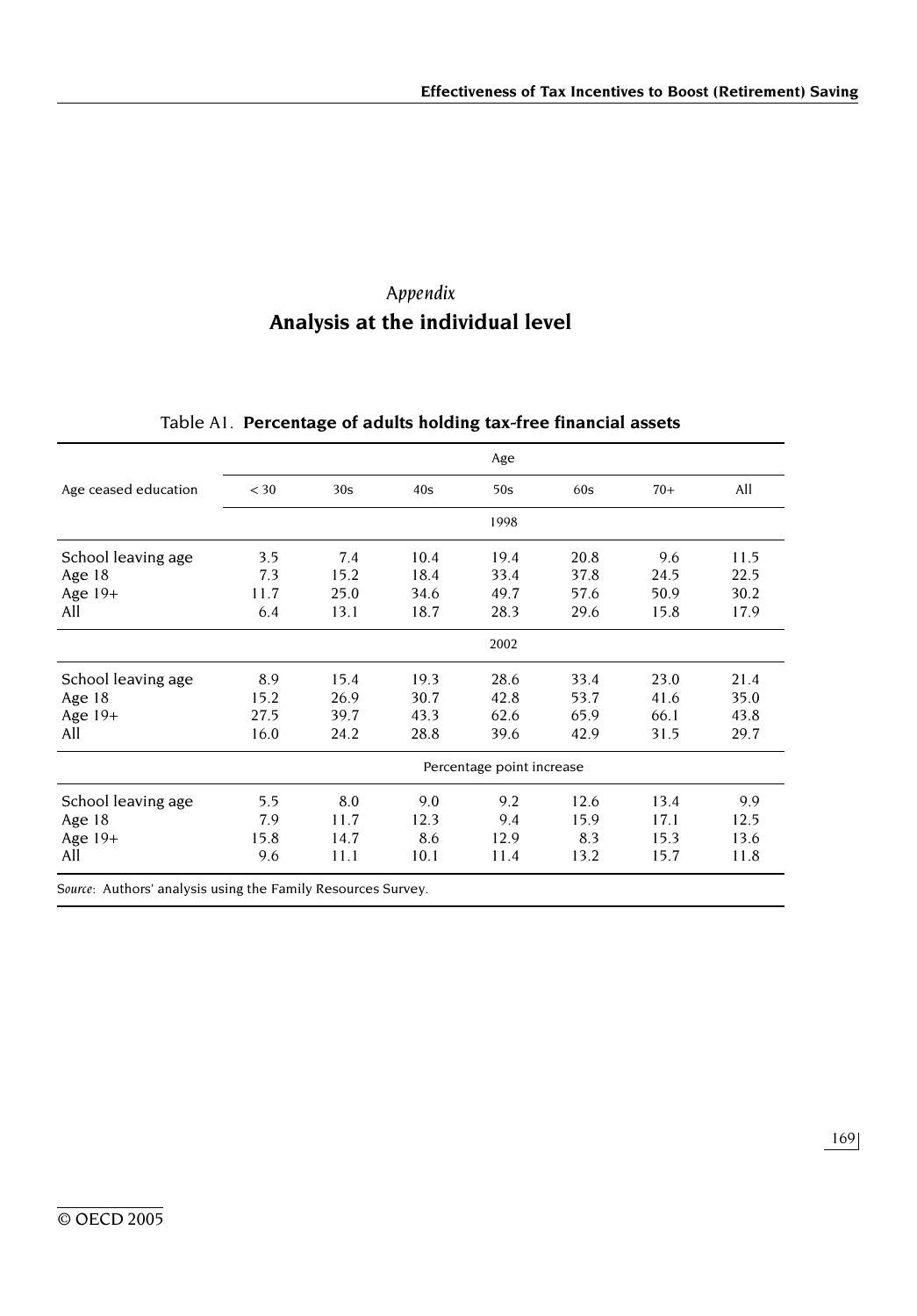*Appendix*

## Analysis at the individual level

Table A1. **Percentage of adults holding tax-free financial assets**

| Age ceased education | Age | | | | | | |
|---|---|---|---|---|---|---|---|
| | < 30 | 30s | 40s | 50s | 60s | 70+ | All |
| | 1998 | | | | | | |
| School leaving age | 3.5 | 7.4 | 10.4 | 19.4 | 20.8 | 9.6 | 11.5 |
| Age 18 | 7.3 | 15.2 | 18.4 | 33.4 | 37.8 | 24.5 | 22.5 |
| Age 19+ | 11.7 | 25.0 | 34.6 | 49.7 | 57.6 | 50.9 | 30.2 |
| All | 6.4 | 13.1 | 18.7 | 28.3 | 29.6 | 15.8 | 17.9 |
| | 2002 | | | | | | |
| School leaving age | 8.9 | 15.4 | 19.3 | 28.6 | 33.4 | 23.0 | 21.4 |
| Age 18 | 15.2 | 26.9 | 30.7 | 42.8 | 53.7 | 41.6 | 35.0 |
| Age 19+ | 27.5 | 39.7 | 43.3 | 62.6 | 65.9 | 66.1 | 43.8 |
| All | 16.0 | 24.2 | 28.8 | 39.6 | 42.9 | 31.5 | 29.7 |
| | Percentage point increase | | | | | | |
| School leaving age | 5.5 | 8.0 | 9.0 | 9.2 | 12.6 | 13.4 | 9.9 |
| Age 18 | 7.9 | 11.7 | 12.3 | 9.4 | 15.9 | 17.1 | 12.5 |
| Age 19+ | 15.8 | 14.7 | 8.6 | 12.9 | 8.3 | 15.3 | 13.6 |
| All | 9.6 | 11.1 | 10.1 | 11.4 | 13.2 | 15.7 | 11.8 |

*Source*: Authors' analysis using the Family Resources Survey.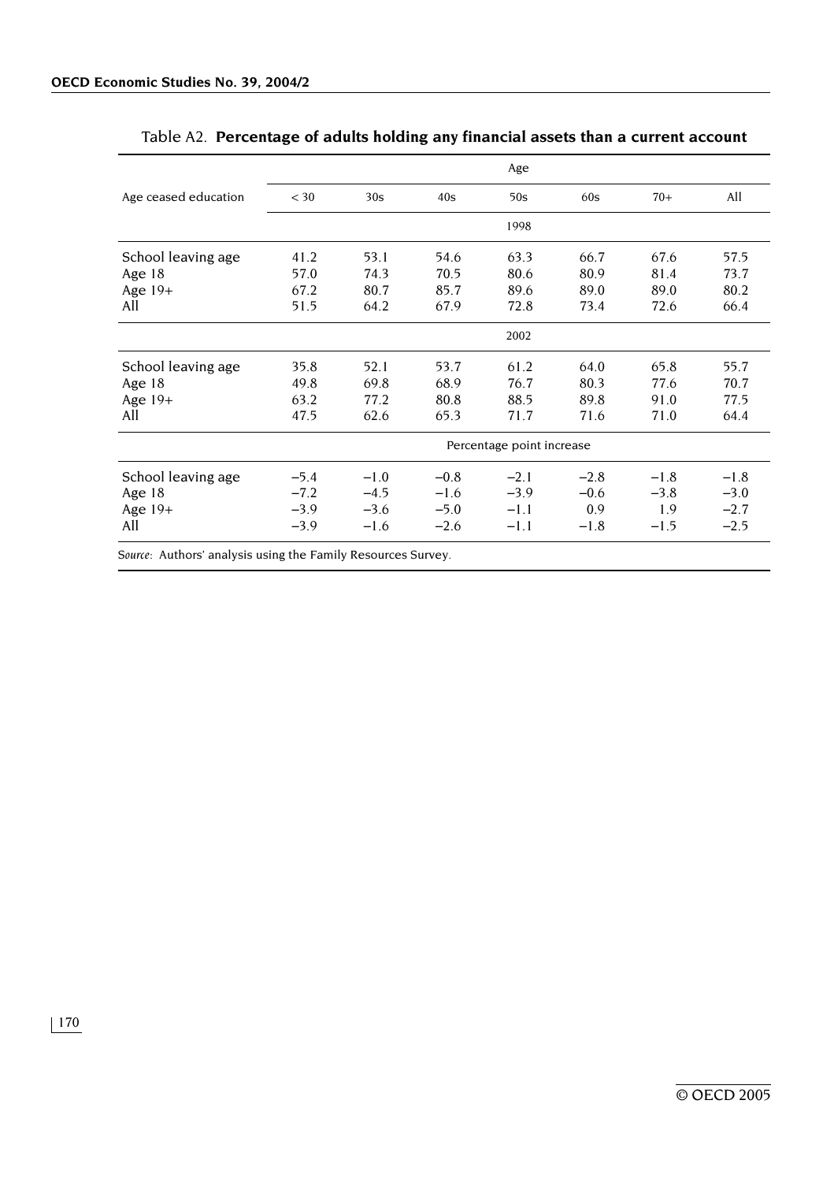Table A2. **Percentage of adults holding any financial assets than a current account**

| Age ceased education | Age | | | | | | |
|---|---|---|---|---|---|---|---|
| | < 30 | 30s | 40s | 50s | 60s | 70+ | All |
| | 1998 | | | | | | |
| School leaving age | 41.2 | 53.1 | 54.6 | 63.3 | 66.7 | 67.6 | 57.5 |
| Age 18 | 57.0 | 74.3 | 70.5 | 80.6 | 80.9 | 81.4 | 73.7 |
| Age 19+ | 67.2 | 80.7 | 85.7 | 89.6 | 89.0 | 89.0 | 80.2 |
| All | 51.5 | 64.2 | 67.9 | 72.8 | 73.4 | 72.6 | 66.4 |
| | 2002 | | | | | | |
| School leaving age | 35.8 | 52.1 | 53.7 | 61.2 | 64.0 | 65.8 | 55.7 |
| Age 18 | 49.8 | 69.8 | 68.9 | 76.7 | 80.3 | 77.6 | 70.7 |
| Age 19+ | 63.2 | 77.2 | 80.8 | 88.5 | 89.8 | 91.0 | 77.5 |
| All | 47.5 | 62.6 | 65.3 | 71.7 | 71.6 | 71.0 | 64.4 |
| | Percentage point increase | | | | | | |
| School leaving age | −5.4 | −1.0 | −0.8 | −2.1 | −2.8 | −1.8 | −1.8 |
| Age 18 | −7.2 | −4.5 | −1.6 | −3.9 | −0.6 | −3.8 | −3.0 |
| Age 19+ | −3.9 | −3.6 | −5.0 | −1.1 | 0.9 | 1.9 | −2.7 |
| All | −3.9 | −1.6 | −2.6 | −1.1 | −1.8 | −1.5 | −2.5 |

*Source*: Authors' analysis using the Family Resources Survey.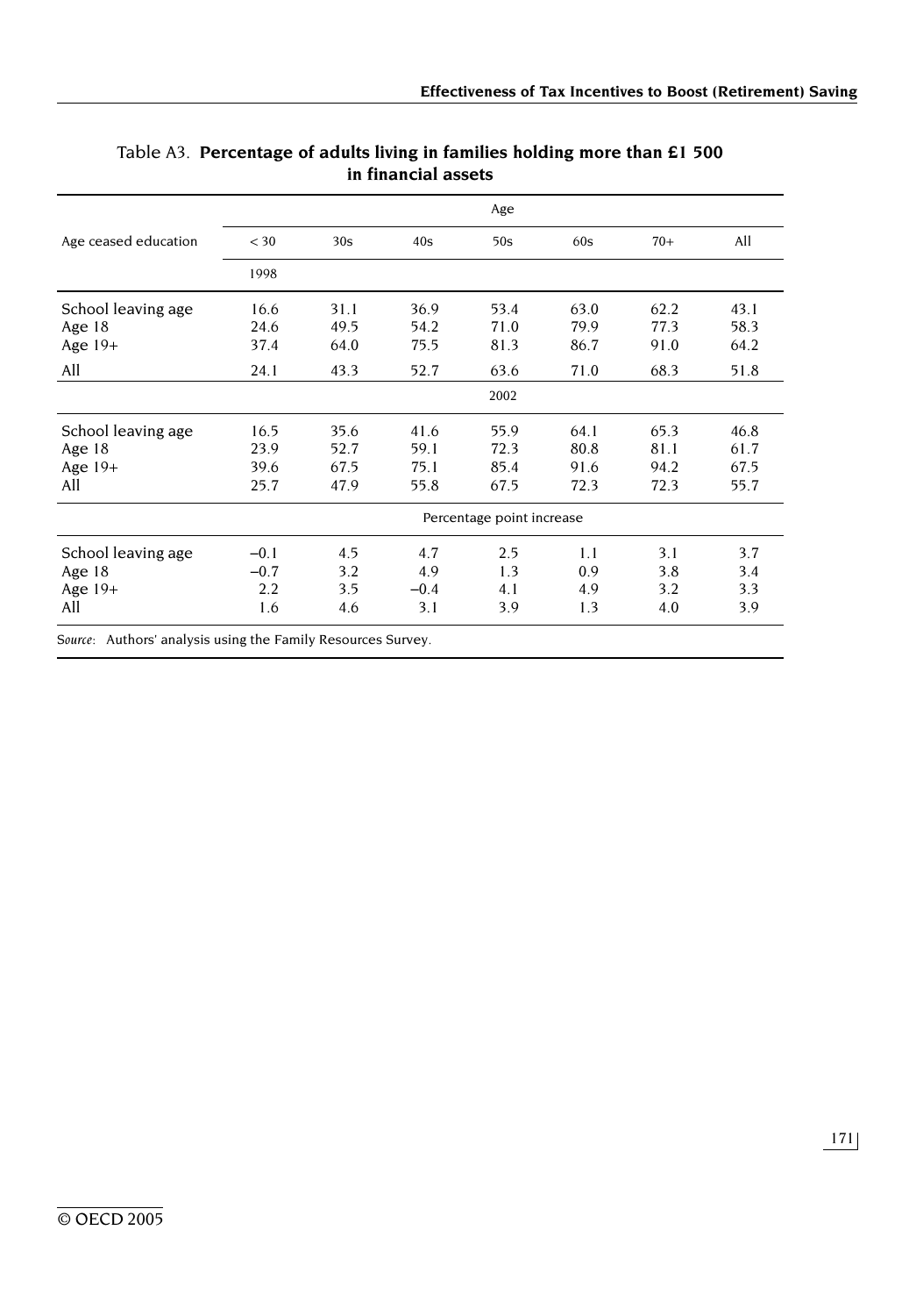Table A3. **Percentage of adults living in families holding more than £1 500 in financial assets**

| Age ceased education | Age | | | | | | |
|---|---|---|---|---|---|---|---|
| | < 30 | 30s | 40s | 50s | 60s | 70+ | All |
| | 1998 | | | | | | |
| School leaving age | 16.6 | 31.1 | 36.9 | 53.4 | 63.0 | 62.2 | 43.1 |
| Age 18 | 24.6 | 49.5 | 54.2 | 71.0 | 79.9 | 77.3 | 58.3 |
| Age 19+ | 37.4 | 64.0 | 75.5 | 81.3 | 86.7 | 91.0 | 64.2 |
| All | 24.1 | 43.3 | 52.7 | 63.6 | 71.0 | 68.3 | 51.8 |
| | | | | 2002 | | | |
| School leaving age | 16.5 | 35.6 | 41.6 | 55.9 | 64.1 | 65.3 | 46.8 |
| Age 18 | 23.9 | 52.7 | 59.1 | 72.3 | 80.8 | 81.1 | 61.7 |
| Age 19+ | 39.6 | 67.5 | 75.1 | 85.4 | 91.6 | 94.2 | 67.5 |
| All | 25.7 | 47.9 | 55.8 | 67.5 | 72.3 | 72.3 | 55.7 |
| | | | | Percentage point increase | | | |
| School leaving age | –0.1 | 4.5 | 4.7 | 2.5 | 1.1 | 3.1 | 3.7 |
| Age 18 | –0.7 | 3.2 | 4.9 | 1.3 | 0.9 | 3.8 | 3.4 |
| Age 19+ | 2.2 | 3.5 | –0.4 | 4.1 | 4.9 | 3.2 | 3.3 |
| All | 1.6 | 4.6 | 3.1 | 3.9 | 1.3 | 4.0 | 3.9 |

*Source*: Authors' analysis using the Family Resources Survey.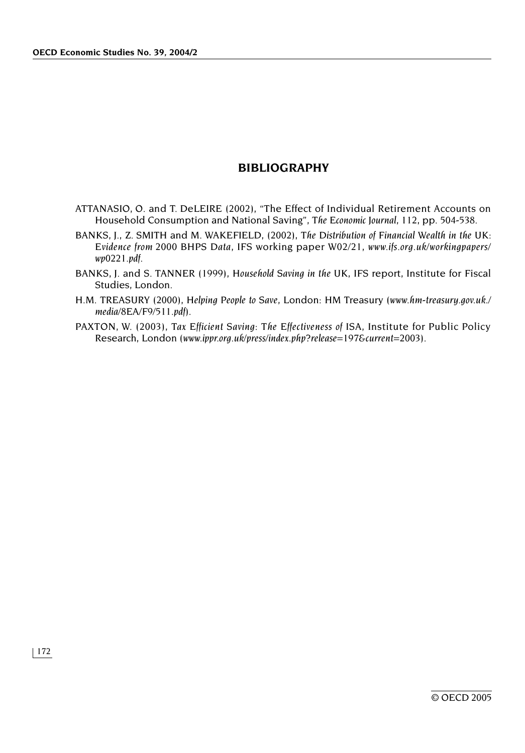## BIBLIOGRAPHY

ATTANASIO, O. and T. DeLEIRE (2002), "The Effect of Individual Retirement Accounts on Household Consumption and National Saving", *The Economic Journal*, 112, pp. 504-538.

BANKS, J., Z. SMITH and M. WAKEFIELD, (2002), *The Distribution of Financial Wealth in the UK: Evidence from 2000 BHPS Data*, IFS working paper W02/21, *www.ifs.org.uk/workingpapers/wp0221.pdf*.

BANKS, J. and S. TANNER (1999), *Household Saving in the UK*, IFS report, Institute for Fiscal Studies, London.

H.M. TREASURY (2000), *Helping People to Save*, London: HM Treasury (*www.hm-treasury.gov.uk./media/8EA/F9/511.pdf*).

PAXTON, W. (2003), *Tax Efficient Saving: The Effectiveness of ISA*, Institute for Public Policy Research, London (*www.ippr.org.uk/press/index.php?release=197&current=2003*).